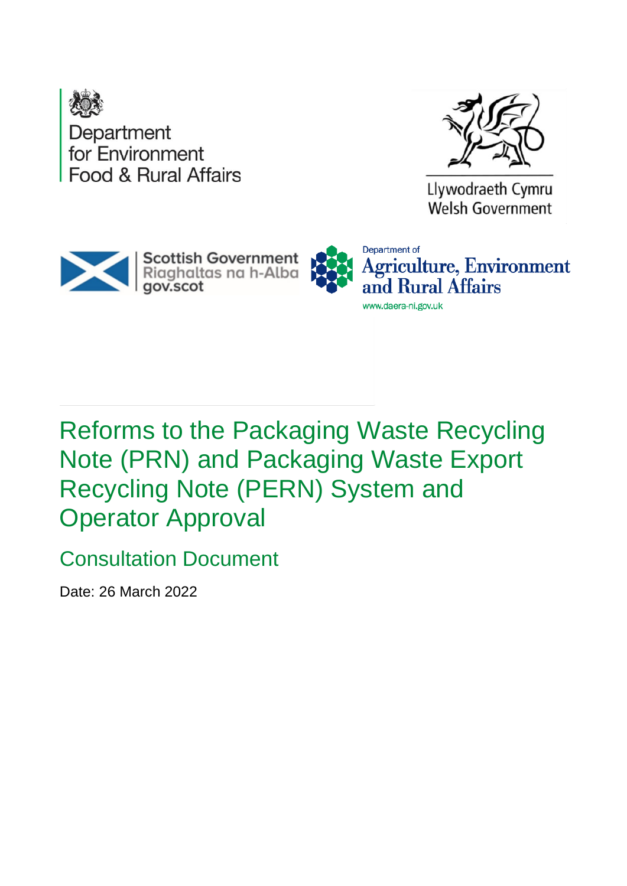Department for Environment Food & Rural Affairs

Llywodraeth Cymru
Welsh Government

Scottish Government
Riaghaltas na h-Alba
gov.scot

Department of Agriculture, Environment and Rural Affairs
www.daera-ni.gov.uk

# Reforms to the Packaging Waste Recycling Note (PRN) and Packaging Waste Export Recycling Note (PERN) System and Operator Approval

## Consultation Document

Date: 26 March 2022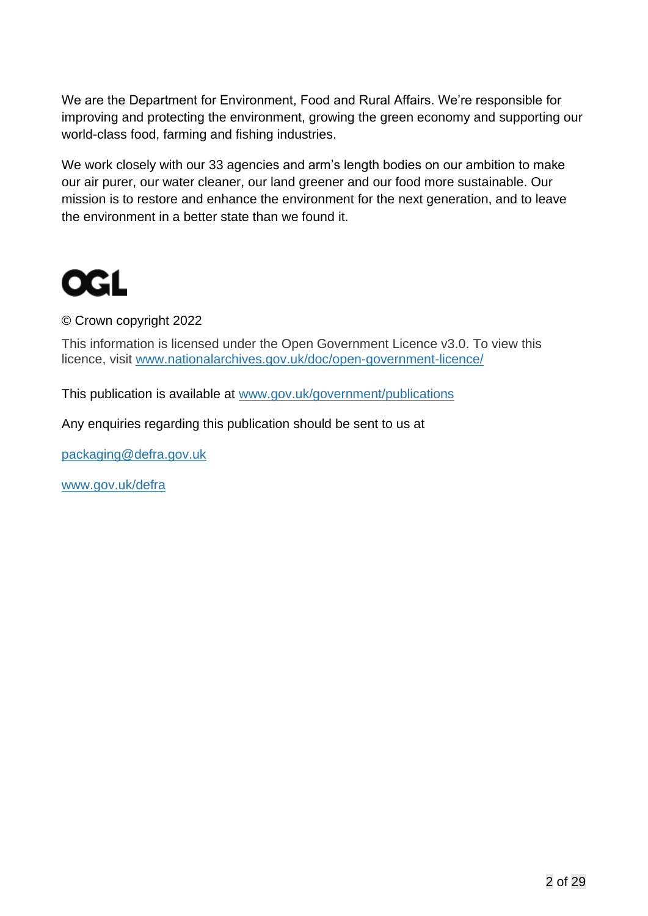We are the Department for Environment, Food and Rural Affairs. We're responsible for improving and protecting the environment, growing the green economy and supporting our world-class food, farming and fishing industries.

We work closely with our 33 agencies and arm's length bodies on our ambition to make our air purer, our water cleaner, our land greener and our food more sustainable. Our mission is to restore and enhance the environment for the next generation, and to leave the environment in a better state than we found it.

OGL

© Crown copyright 2022

This information is licensed under the Open Government Licence v3.0. To view this licence, visit [www.nationalarchives.gov.uk/doc/open-government-licence/](http://www.nationalarchives.gov.uk/doc/open-government-licence/)

This publication is available at [www.gov.uk/government/publications](http://www.gov.uk/government/publications)

Any enquiries regarding this publication should be sent to us at

[packaging@defra.gov.uk](mailto:packaging@defra.gov.uk)

[www.gov.uk/defra](http://www.gov.uk/defra)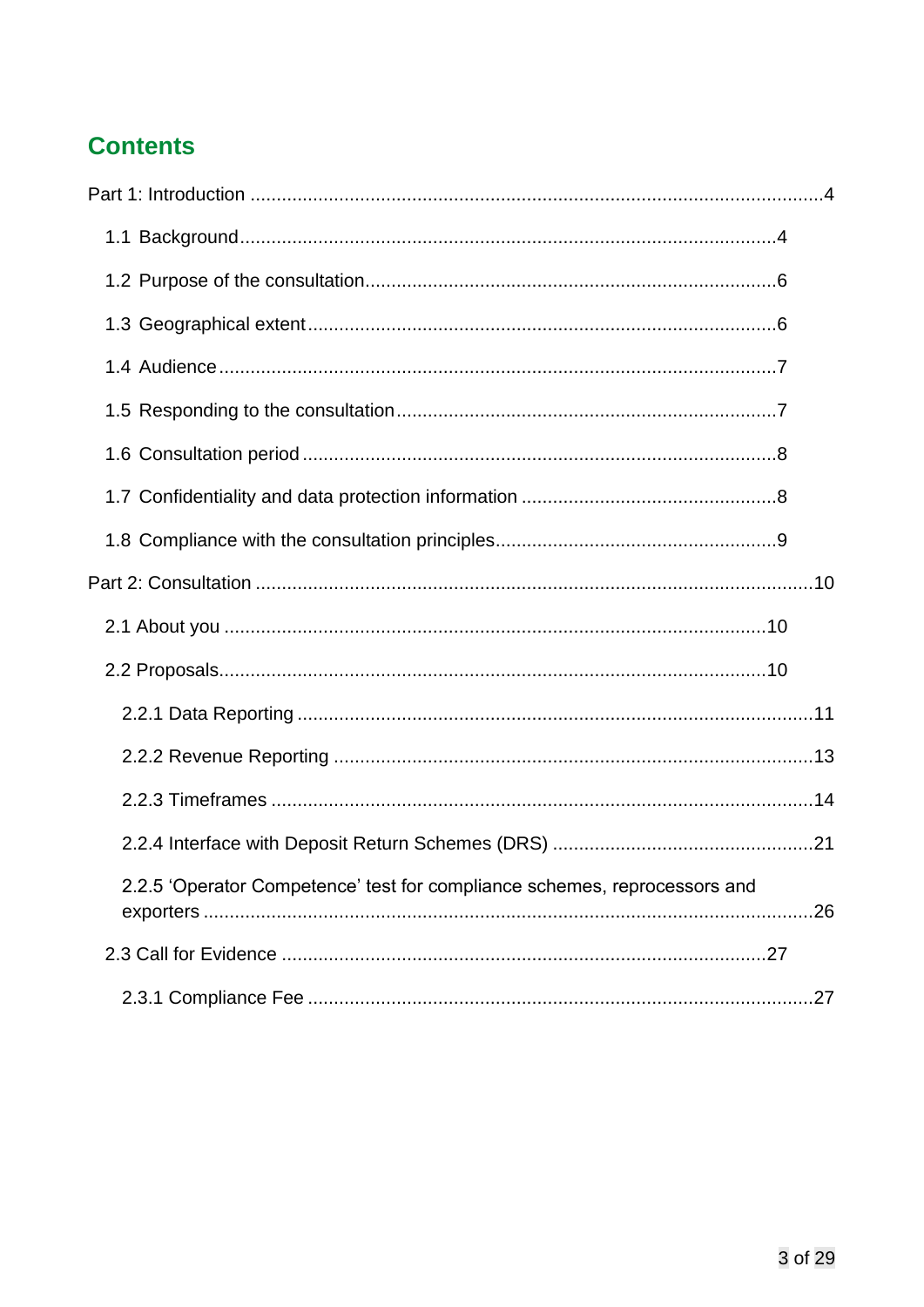# Contents

Part 1: Introduction ....................................................................................................4

- 1.1 Background......................................................................................................4
- 1.2 Purpose of the consultation..............................................................................6
- 1.3 Geographical extent.........................................................................................6
- 1.4 Audience..........................................................................................................7
- 1.5 Responding to the consultation........................................................................7
- 1.6 Consultation period..........................................................................................8
- 1.7 Confidentiality and data protection information ................................................8
- 1.8 Compliance with the consultation principles.....................................................9

Part 2: Consultation ....................................................................................................10

- 2.1 About you ......................................................................................................10
- 2.2 Proposals.......................................................................................................10
  - 2.2.1 Data Reporting ..................................................................................11
  - 2.2.2 Revenue Reporting ..........................................................................13
  - 2.2.3 Timeframes .......................................................................................14
  - 2.2.4 Interface with Deposit Return Schemes (DRS) .................................21
  - 2.2.5 'Operator Competence' test for compliance schemes, reprocessors and exporters ...................................................................................................26
- 2.3 Call for Evidence ............................................................................................27
  - 2.3.1 Compliance Fee ................................................................................27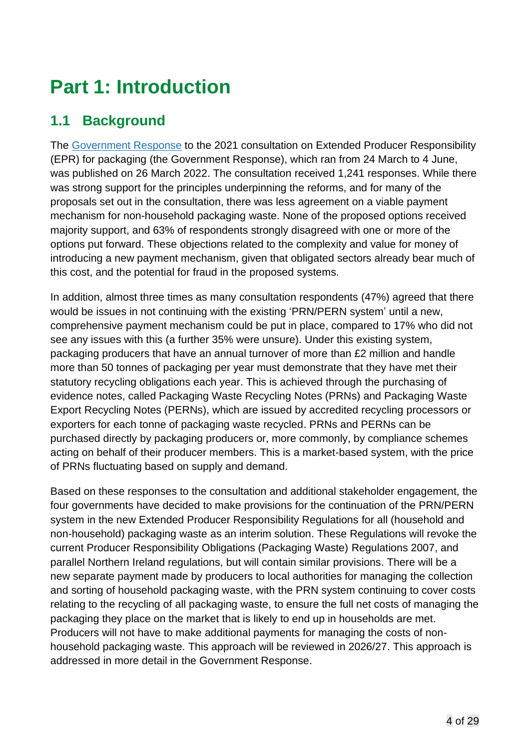# Part 1: Introduction

## 1.1 Background

The [Government Response](#) to the 2021 consultation on Extended Producer Responsibility (EPR) for packaging (the Government Response), which ran from 24 March to 4 June, was published on 26 March 2022. The consultation received 1,241 responses. While there was strong support for the principles underpinning the reforms, and for many of the proposals set out in the consultation, there was less agreement on a viable payment mechanism for non-household packaging waste. None of the proposed options received majority support, and 63% of respondents strongly disagreed with one or more of the options put forward. These objections related to the complexity and value for money of introducing a new payment mechanism, given that obligated sectors already bear much of this cost, and the potential for fraud in the proposed systems.

In addition, almost three times as many consultation respondents (47%) agreed that there would be issues in not continuing with the existing 'PRN/PERN system' until a new, comprehensive payment mechanism could be put in place, compared to 17% who did not see any issues with this (a further 35% were unsure). Under this existing system, packaging producers that have an annual turnover of more than £2 million and handle more than 50 tonnes of packaging per year must demonstrate that they have met their statutory recycling obligations each year. This is achieved through the purchasing of evidence notes, called Packaging Waste Recycling Notes (PRNs) and Packaging Waste Export Recycling Notes (PERNs), which are issued by accredited recycling processors or exporters for each tonne of packaging waste recycled. PRNs and PERNs can be purchased directly by packaging producers or, more commonly, by compliance schemes acting on behalf of their producer members. This is a market-based system, with the price of PRNs fluctuating based on supply and demand.

Based on these responses to the consultation and additional stakeholder engagement, the four governments have decided to make provisions for the continuation of the PRN/PERN system in the new Extended Producer Responsibility Regulations for all (household and non-household) packaging waste as an interim solution. These Regulations will revoke the current Producer Responsibility Obligations (Packaging Waste) Regulations 2007, and parallel Northern Ireland regulations, but will contain similar provisions. There will be a new separate payment made by producers to local authorities for managing the collection and sorting of household packaging waste, with the PRN system continuing to cover costs relating to the recycling of all packaging waste, to ensure the full net costs of managing the packaging they place on the market that is likely to end up in households are met. Producers will not have to make additional payments for managing the costs of non-household packaging waste. This approach will be reviewed in 2026/27. This approach is addressed in more detail in the Government Response.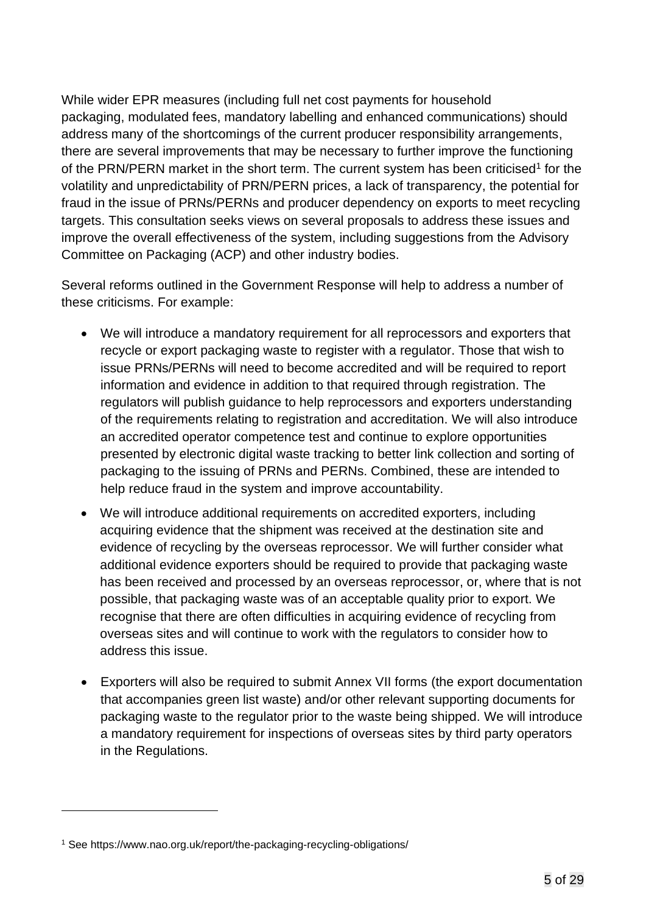While wider EPR measures (including full net cost payments for household packaging, modulated fees, mandatory labelling and enhanced communications) should address many of the shortcomings of the current producer responsibility arrangements, there are several improvements that may be necessary to further improve the functioning of the PRN/PERN market in the short term. The current system has been criticised[1] for the volatility and unpredictability of PRN/PERN prices, a lack of transparency, the potential for fraud in the issue of PRNs/PERNs and producer dependency on exports to meet recycling targets. This consultation seeks views on several proposals to address these issues and improve the overall effectiveness of the system, including suggestions from the Advisory Committee on Packaging (ACP) and other industry bodies.

Several reforms outlined in the Government Response will help to address a number of these criticisms. For example:

- We will introduce a mandatory requirement for all reprocessors and exporters that recycle or export packaging waste to register with a regulator. Those that wish to issue PRNs/PERNs will need to become accredited and will be required to report information and evidence in addition to that required through registration. The regulators will publish guidance to help reprocessors and exporters understanding of the requirements relating to registration and accreditation. We will also introduce an accredited operator competence test and continue to explore opportunities presented by electronic digital waste tracking to better link collection and sorting of packaging to the issuing of PRNs and PERNs. Combined, these are intended to help reduce fraud in the system and improve accountability.
- We will introduce additional requirements on accredited exporters, including acquiring evidence that the shipment was received at the destination site and evidence of recycling by the overseas reprocessor. We will further consider what additional evidence exporters should be required to provide that packaging waste has been received and processed by an overseas reprocessor, or, where that is not possible, that packaging waste was of an acceptable quality prior to export. We recognise that there are often difficulties in acquiring evidence of recycling from overseas sites and will continue to work with the regulators to consider how to address this issue.
- Exporters will also be required to submit Annex VII forms (the export documentation that accompanies green list waste) and/or other relevant supporting documents for packaging waste to the regulator prior to the waste being shipped. We will introduce a mandatory requirement for inspections of overseas sites by third party operators in the Regulations.

---

[1] See https://www.nao.org.uk/report/the-packaging-recycling-obligations/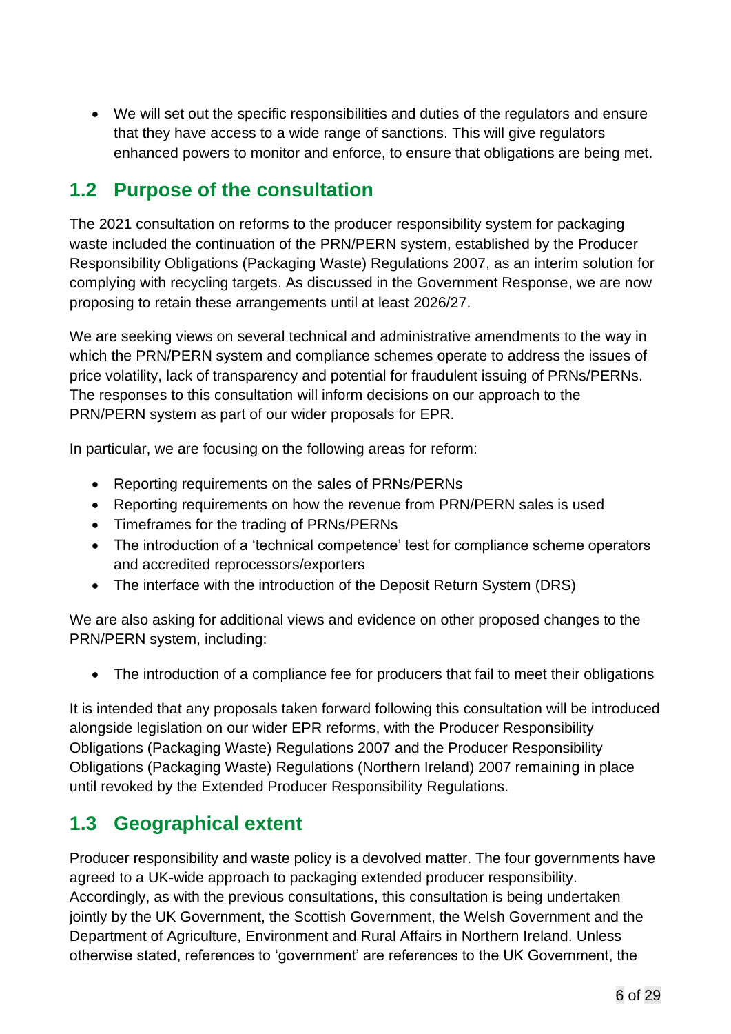- We will set out the specific responsibilities and duties of the regulators and ensure that they have access to a wide range of sanctions. This will give regulators enhanced powers to monitor and enforce, to ensure that obligations are being met.

## 1.2 Purpose of the consultation

The 2021 consultation on reforms to the producer responsibility system for packaging waste included the continuation of the PRN/PERN system, established by the Producer Responsibility Obligations (Packaging Waste) Regulations 2007, as an interim solution for complying with recycling targets. As discussed in the Government Response, we are now proposing to retain these arrangements until at least 2026/27.

We are seeking views on several technical and administrative amendments to the way in which the PRN/PERN system and compliance schemes operate to address the issues of price volatility, lack of transparency and potential for fraudulent issuing of PRNs/PERNs. The responses to this consultation will inform decisions on our approach to the PRN/PERN system as part of our wider proposals for EPR.

In particular, we are focusing on the following areas for reform:

- Reporting requirements on the sales of PRNs/PERNs
- Reporting requirements on how the revenue from PRN/PERN sales is used
- Timeframes for the trading of PRNs/PERNs
- The introduction of a 'technical competence' test for compliance scheme operators and accredited reprocessors/exporters
- The interface with the introduction of the Deposit Return System (DRS)

We are also asking for additional views and evidence on other proposed changes to the PRN/PERN system, including:

- The introduction of a compliance fee for producers that fail to meet their obligations

It is intended that any proposals taken forward following this consultation will be introduced alongside legislation on our wider EPR reforms, with the Producer Responsibility Obligations (Packaging Waste) Regulations 2007 and the Producer Responsibility Obligations (Packaging Waste) Regulations (Northern Ireland) 2007 remaining in place until revoked by the Extended Producer Responsibility Regulations.

## 1.3 Geographical extent

Producer responsibility and waste policy is a devolved matter. The four governments have agreed to a UK-wide approach to packaging extended producer responsibility. Accordingly, as with the previous consultations, this consultation is being undertaken jointly by the UK Government, the Scottish Government, the Welsh Government and the Department of Agriculture, Environment and Rural Affairs in Northern Ireland. Unless otherwise stated, references to 'government' are references to the UK Government, the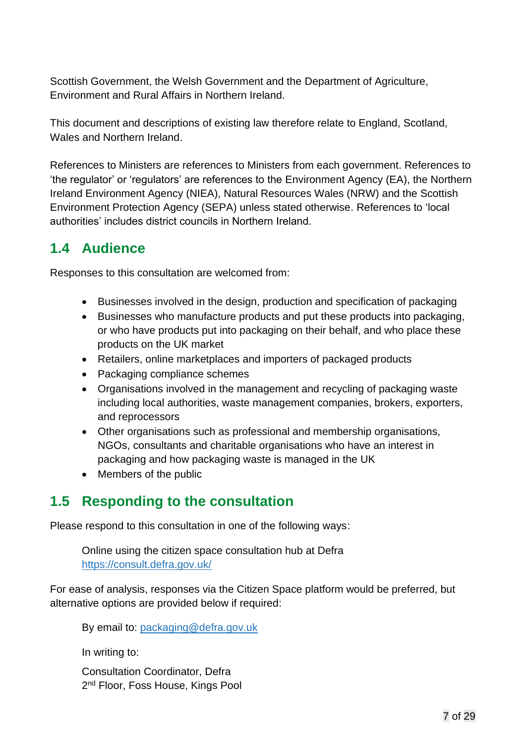Scottish Government, the Welsh Government and the Department of Agriculture, Environment and Rural Affairs in Northern Ireland.

This document and descriptions of existing law therefore relate to England, Scotland, Wales and Northern Ireland.

References to Ministers are references to Ministers from each government. References to 'the regulator' or 'regulators' are references to the Environment Agency (EA), the Northern Ireland Environment Agency (NIEA), Natural Resources Wales (NRW) and the Scottish Environment Protection Agency (SEPA) unless stated otherwise. References to 'local authorities' includes district councils in Northern Ireland.

## 1.4 Audience

Responses to this consultation are welcomed from:

- Businesses involved in the design, production and specification of packaging
- Businesses who manufacture products and put these products into packaging, or who have products put into packaging on their behalf, and who place these products on the UK market
- Retailers, online marketplaces and importers of packaged products
- Packaging compliance schemes
- Organisations involved in the management and recycling of packaging waste including local authorities, waste management companies, brokers, exporters, and reprocessors
- Other organisations such as professional and membership organisations, NGOs, consultants and charitable organisations who have an interest in packaging and how packaging waste is managed in the UK
- Members of the public

## 1.5 Responding to the consultation

Please respond to this consultation in one of the following ways:

> Online using the citizen space consultation hub at Defra
> https://consult.defra.gov.uk/

For ease of analysis, responses via the Citizen Space platform would be preferred, but alternative options are provided below if required:

> By email to: packaging@defra.gov.uk
>
> In writing to:
>
> Consultation Coordinator, Defra
> 2nd Floor, Foss House, Kings Pool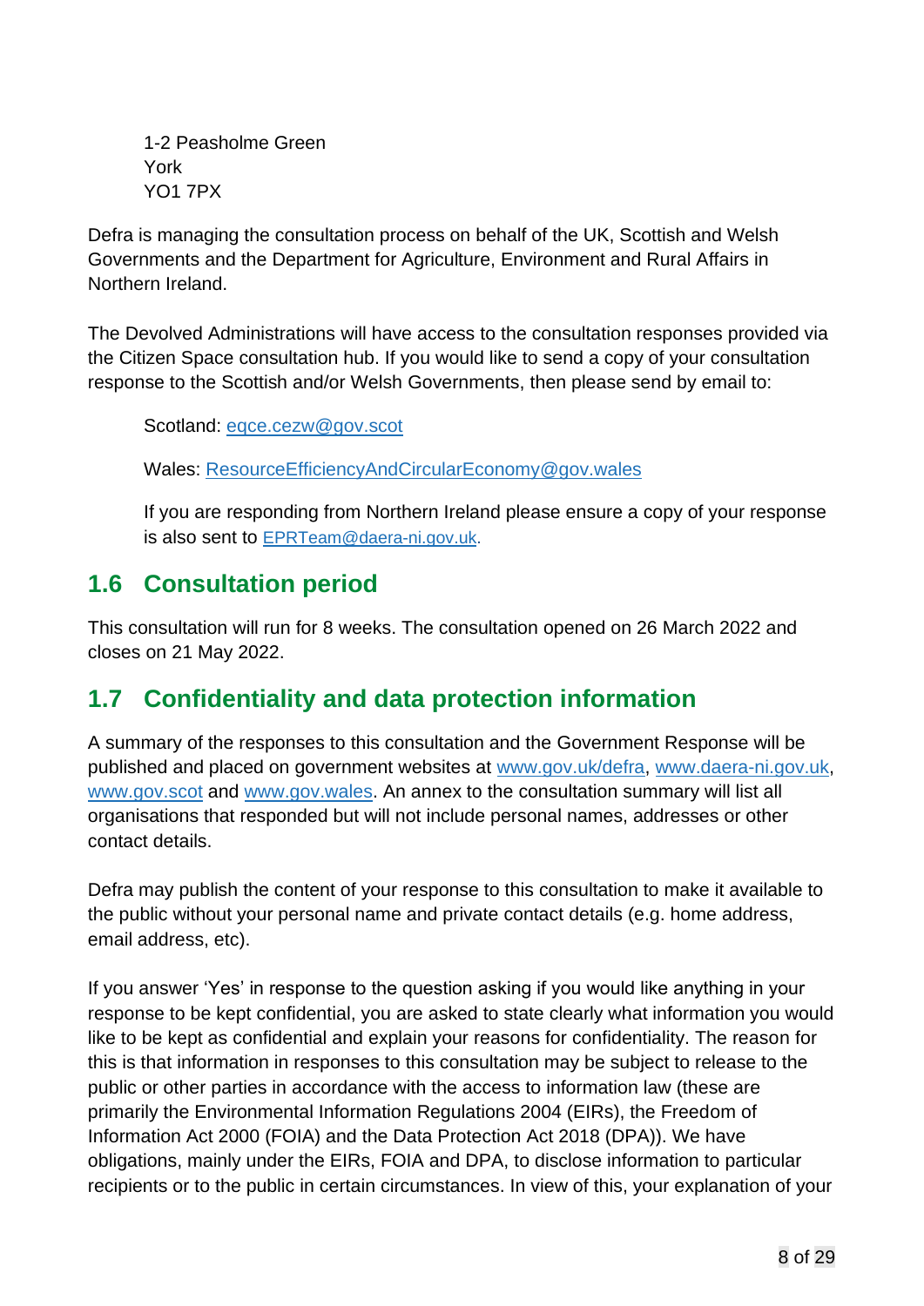1-2 Peasholme Green
York
YO1 7PX

Defra is managing the consultation process on behalf of the UK, Scottish and Welsh Governments and the Department for Agriculture, Environment and Rural Affairs in Northern Ireland.

The Devolved Administrations will have access to the consultation responses provided via the Citizen Space consultation hub. If you would like to send a copy of your consultation response to the Scottish and/or Welsh Governments, then please send by email to:

Scotland: eqce.cezw@gov.scot

Wales: ResourceEfficiencyAndCircularEconomy@gov.wales

If you are responding from Northern Ireland please ensure a copy of your response is also sent to EPRTeam@daera-ni.gov.uk.

## 1.6 Consultation period

This consultation will run for 8 weeks. The consultation opened on 26 March 2022 and closes on 21 May 2022.

## 1.7 Confidentiality and data protection information

A summary of the responses to this consultation and the Government Response will be published and placed on government websites at www.gov.uk/defra, www.daera-ni.gov.uk, www.gov.scot and www.gov.wales. An annex to the consultation summary will list all organisations that responded but will not include personal names, addresses or other contact details.

Defra may publish the content of your response to this consultation to make it available to the public without your personal name and private contact details (e.g. home address, email address, etc).

If you answer 'Yes' in response to the question asking if you would like anything in your response to be kept confidential, you are asked to state clearly what information you would like to be kept as confidential and explain your reasons for confidentiality. The reason for this is that information in responses to this consultation may be subject to release to the public or other parties in accordance with the access to information law (these are primarily the Environmental Information Regulations 2004 (EIRs), the Freedom of Information Act 2000 (FOIA) and the Data Protection Act 2018 (DPA)). We have obligations, mainly under the EIRs, FOIA and DPA, to disclose information to particular recipients or to the public in certain circumstances. In view of this, your explanation of your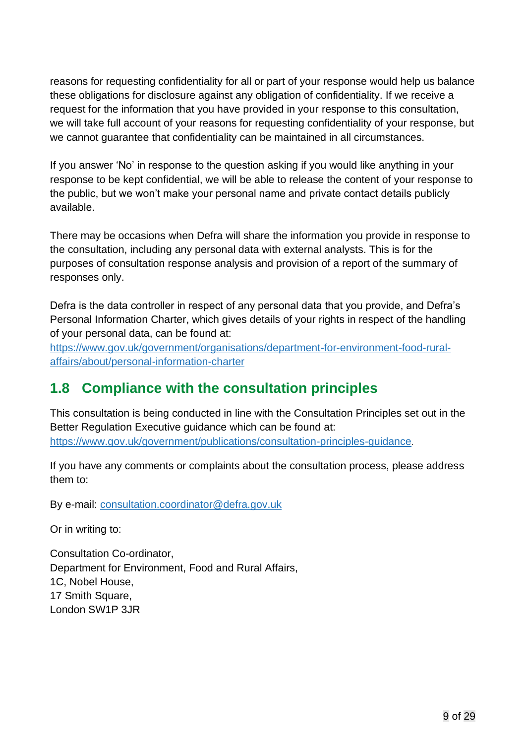reasons for requesting confidentiality for all or part of your response would help us balance these obligations for disclosure against any obligation of confidentiality. If we receive a request for the information that you have provided in your response to this consultation, we will take full account of your reasons for requesting confidentiality of your response, but we cannot guarantee that confidentiality can be maintained in all circumstances.

If you answer 'No' in response to the question asking if you would like anything in your response to be kept confidential, we will be able to release the content of your response to the public, but we won't make your personal name and private contact details publicly available.

There may be occasions when Defra will share the information you provide in response to the consultation, including any personal data with external analysts. This is for the purposes of consultation response analysis and provision of a report of the summary of responses only.

Defra is the data controller in respect of any personal data that you provide, and Defra's Personal Information Charter, which gives details of your rights in respect of the handling of your personal data, can be found at:
https://www.gov.uk/government/organisations/department-for-environment-food-rural-affairs/about/personal-information-charter

## 1.8 Compliance with the consultation principles

This consultation is being conducted in line with the Consultation Principles set out in the Better Regulation Executive guidance which can be found at:
https://www.gov.uk/government/publications/consultation-principles-guidance.

If you have any comments or complaints about the consultation process, please address them to:

By e-mail: consultation.coordinator@defra.gov.uk

Or in writing to:

Consultation Co-ordinator,
Department for Environment, Food and Rural Affairs,
1C, Nobel House,
17 Smith Square,
London SW1P 3JR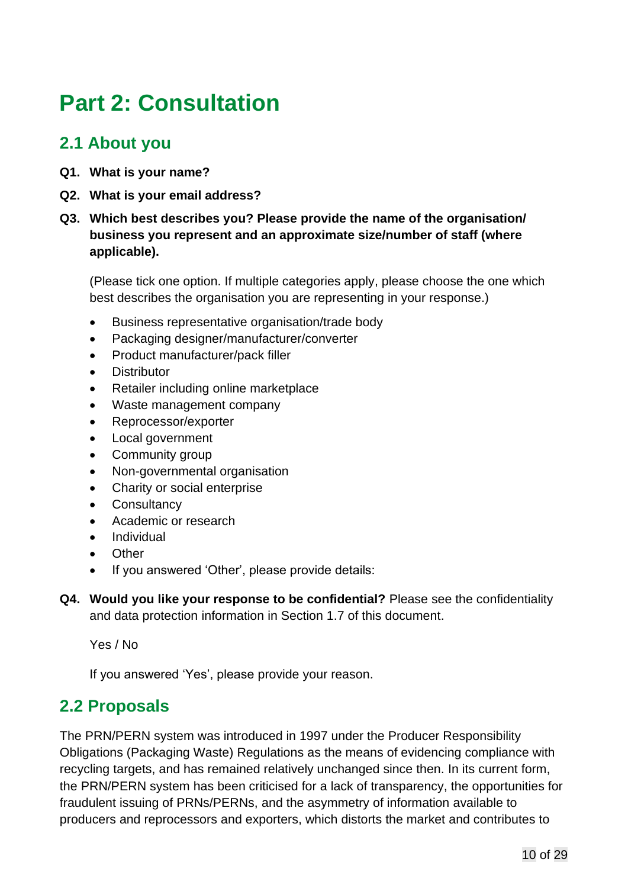# Part 2: Consultation

## 2.1 About you

**Q1. What is your name?**

**Q2. What is your email address?**

**Q3. Which best describes you? Please provide the name of the organisation/ business you represent and an approximate size/number of staff (where applicable).**

(Please tick one option. If multiple categories apply, please choose the one which best describes the organisation you are representing in your response.)

- Business representative organisation/trade body
- Packaging designer/manufacturer/converter
- Product manufacturer/pack filler
- Distributor
- Retailer including online marketplace
- Waste management company
- Reprocessor/exporter
- Local government
- Community group
- Non-governmental organisation
- Charity or social enterprise
- Consultancy
- Academic or research
- Individual
- Other
- If you answered 'Other', please provide details:

**Q4. Would you like your response to be confidential?** Please see the confidentiality and data protection information in Section 1.7 of this document.

Yes / No

If you answered 'Yes', please provide your reason.

## 2.2 Proposals

The PRN/PERN system was introduced in 1997 under the Producer Responsibility Obligations (Packaging Waste) Regulations as the means of evidencing compliance with recycling targets, and has remained relatively unchanged since then. In its current form, the PRN/PERN system has been criticised for a lack of transparency, the opportunities for fraudulent issuing of PRNs/PERNs, and the asymmetry of information available to producers and reprocessors and exporters, which distorts the market and contributes to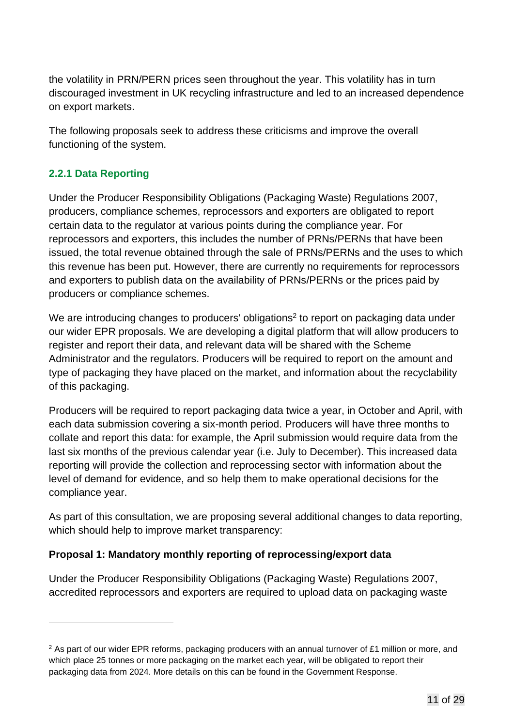the volatility in PRN/PERN prices seen throughout the year. This volatility has in turn discouraged investment in UK recycling infrastructure and led to an increased dependence on export markets.

The following proposals seek to address these criticisms and improve the overall functioning of the system.

### 2.2.1 Data Reporting

Under the Producer Responsibility Obligations (Packaging Waste) Regulations 2007, producers, compliance schemes, reprocessors and exporters are obligated to report certain data to the regulator at various points during the compliance year. For reprocessors and exporters, this includes the number of PRNs/PERNs that have been issued, the total revenue obtained through the sale of PRNs/PERNs and the uses to which this revenue has been put. However, there are currently no requirements for reprocessors and exporters to publish data on the availability of PRNs/PERNs or the prices paid by producers or compliance schemes.

We are introducing changes to producers' obligations[2] to report on packaging data under our wider EPR proposals. We are developing a digital platform that will allow producers to register and report their data, and relevant data will be shared with the Scheme Administrator and the regulators. Producers will be required to report on the amount and type of packaging they have placed on the market, and information about the recyclability of this packaging.

Producers will be required to report packaging data twice a year, in October and April, with each data submission covering a six-month period. Producers will have three months to collate and report this data: for example, the April submission would require data from the last six months of the previous calendar year (i.e. July to December). This increased data reporting will provide the collection and reprocessing sector with information about the level of demand for evidence, and so help them to make operational decisions for the compliance year.

As part of this consultation, we are proposing several additional changes to data reporting, which should help to improve market transparency:

**Proposal 1: Mandatory monthly reporting of reprocessing/export data**

Under the Producer Responsibility Obligations (Packaging Waste) Regulations 2007, accredited reprocessors and exporters are required to upload data on packaging waste

---

[2] As part of our wider EPR reforms, packaging producers with an annual turnover of £1 million or more, and which place 25 tonnes or more packaging on the market each year, will be obligated to report their packaging data from 2024. More details on this can be found in the Government Response.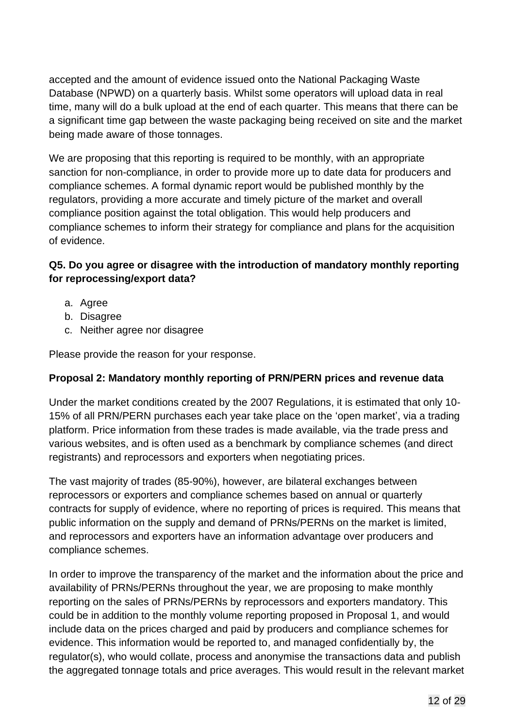accepted and the amount of evidence issued onto the National Packaging Waste Database (NPWD) on a quarterly basis. Whilst some operators will upload data in real time, many will do a bulk upload at the end of each quarter. This means that there can be a significant time gap between the waste packaging being received on site and the market being made aware of those tonnages.

We are proposing that this reporting is required to be monthly, with an appropriate sanction for non-compliance, in order to provide more up to date data for producers and compliance schemes. A formal dynamic report would be published monthly by the regulators, providing a more accurate and timely picture of the market and overall compliance position against the total obligation. This would help producers and compliance schemes to inform their strategy for compliance and plans for the acquisition of evidence.

**Q5. Do you agree or disagree with the introduction of mandatory monthly reporting for reprocessing/export data?**

a. Agree
b. Disagree
c. Neither agree nor disagree

Please provide the reason for your response.

**Proposal 2: Mandatory monthly reporting of PRN/PERN prices and revenue data**

Under the market conditions created by the 2007 Regulations, it is estimated that only 10-15% of all PRN/PERN purchases each year take place on the 'open market', via a trading platform. Price information from these trades is made available, via the trade press and various websites, and is often used as a benchmark by compliance schemes (and direct registrants) and reprocessors and exporters when negotiating prices.

The vast majority of trades (85-90%), however, are bilateral exchanges between reprocessors or exporters and compliance schemes based on annual or quarterly contracts for supply of evidence, where no reporting of prices is required. This means that public information on the supply and demand of PRNs/PERNs on the market is limited, and reprocessors and exporters have an information advantage over producers and compliance schemes.

In order to improve the transparency of the market and the information about the price and availability of PRNs/PERNs throughout the year, we are proposing to make monthly reporting on the sales of PRNs/PERNs by reprocessors and exporters mandatory. This could be in addition to the monthly volume reporting proposed in Proposal 1, and would include data on the prices charged and paid by producers and compliance schemes for evidence. This information would be reported to, and managed confidentially by, the regulator(s), who would collate, process and anonymise the transactions data and publish the aggregated tonnage totals and price averages. This would result in the relevant market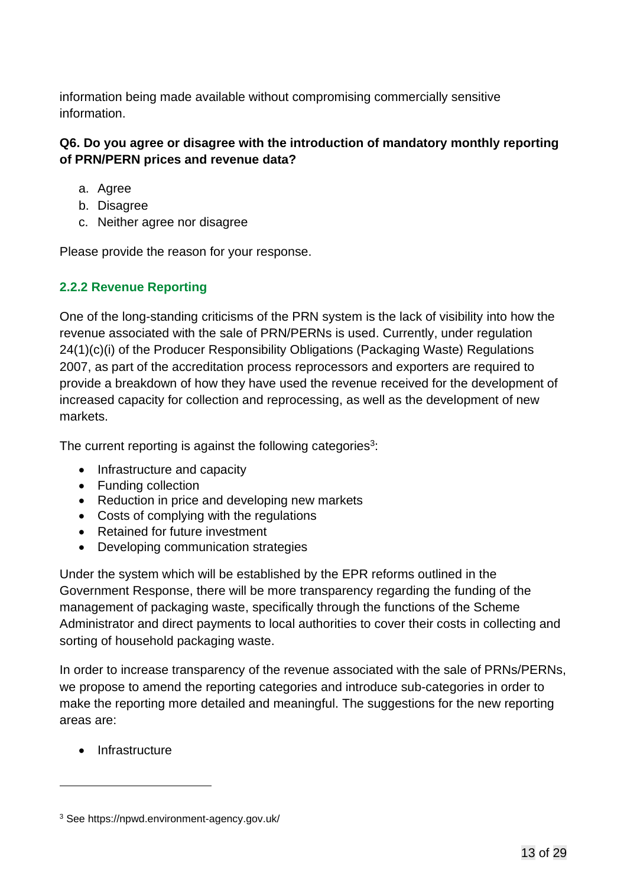information being made available without compromising commercially sensitive information.

**Q6. Do you agree or disagree with the introduction of mandatory monthly reporting of PRN/PERN prices and revenue data?**

a. Agree
b. Disagree
c. Neither agree nor disagree

Please provide the reason for your response.

### 2.2.2 Revenue Reporting

One of the long-standing criticisms of the PRN system is the lack of visibility into how the revenue associated with the sale of PRN/PERNs is used. Currently, under regulation 24(1)(c)(i) of the Producer Responsibility Obligations (Packaging Waste) Regulations 2007, as part of the accreditation process reprocessors and exporters are required to provide a breakdown of how they have used the revenue received for the development of increased capacity for collection and reprocessing, as well as the development of new markets.

The current reporting is against the following categories[3]:

- Infrastructure and capacity
- Funding collection
- Reduction in price and developing new markets
- Costs of complying with the regulations
- Retained for future investment
- Developing communication strategies

Under the system which will be established by the EPR reforms outlined in the Government Response, there will be more transparency regarding the funding of the management of packaging waste, specifically through the functions of the Scheme Administrator and direct payments to local authorities to cover their costs in collecting and sorting of household packaging waste.

In order to increase transparency of the revenue associated with the sale of PRNs/PERNs, we propose to amend the reporting categories and introduce sub-categories in order to make the reporting more detailed and meaningful. The suggestions for the new reporting areas are:

- Infrastructure

[3] See https://npwd.environment-agency.gov.uk/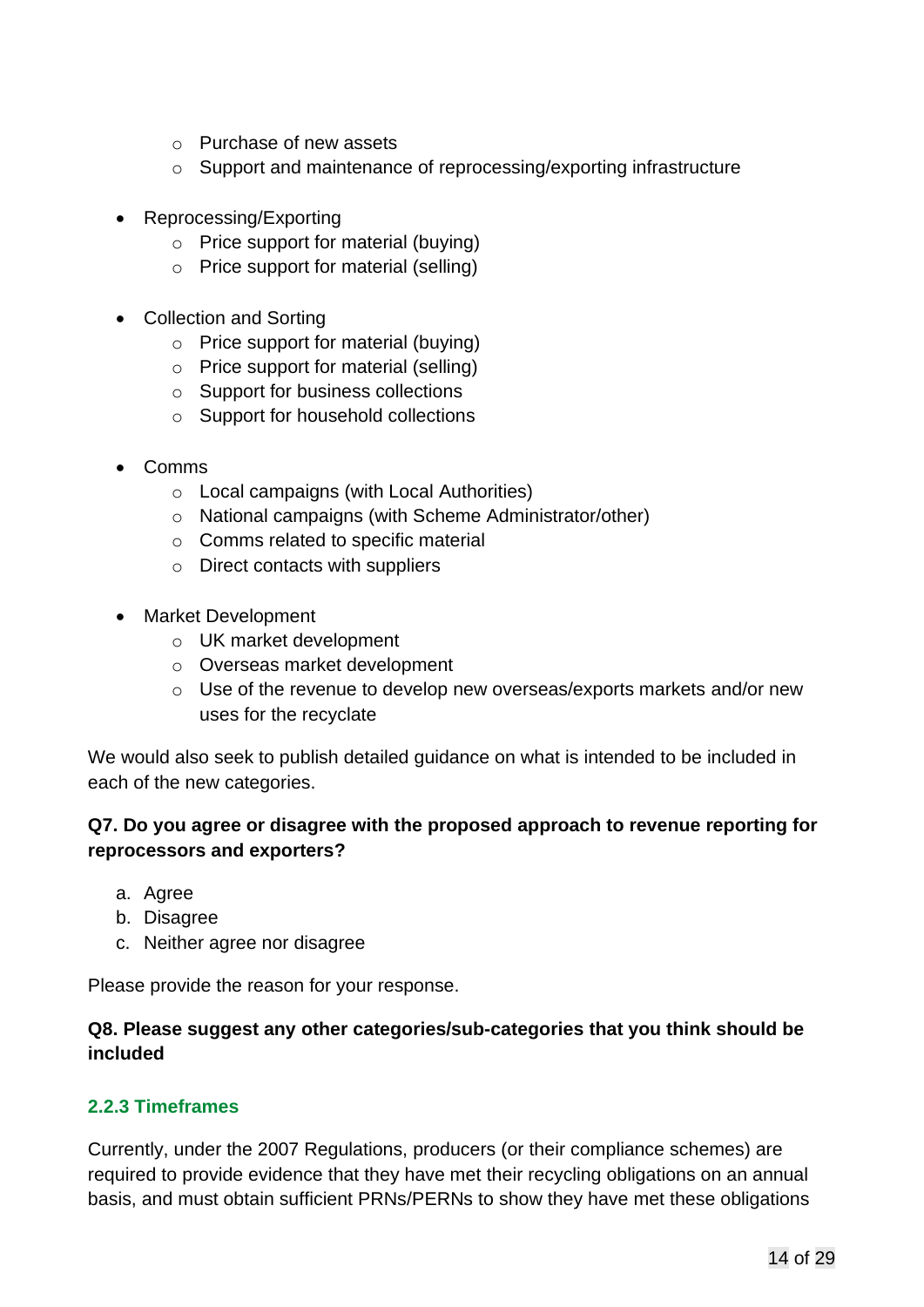- Purchase of new assets
    - Support and maintenance of reprocessing/exporting infrastructure

- Reprocessing/Exporting
    - Price support for material (buying)
    - Price support for material (selling)

- Collection and Sorting
    - Price support for material (buying)
    - Price support for material (selling)
    - Support for business collections
    - Support for household collections

- Comms
    - Local campaigns (with Local Authorities)
    - National campaigns (with Scheme Administrator/other)
    - Comms related to specific material
    - Direct contacts with suppliers

- Market Development
    - UK market development
    - Overseas market development
    - Use of the revenue to develop new overseas/exports markets and/or new uses for the recyclate

We would also seek to publish detailed guidance on what is intended to be included in each of the new categories.

**Q7. Do you agree or disagree with the proposed approach to revenue reporting for reprocessors and exporters?**

a. Agree
b. Disagree
c. Neither agree nor disagree

Please provide the reason for your response.

**Q8. Please suggest any other categories/sub-categories that you think should be included**

### 2.2.3 Timeframes

Currently, under the 2007 Regulations, producers (or their compliance schemes) are required to provide evidence that they have met their recycling obligations on an annual basis, and must obtain sufficient PRNs/PERNs to show they have met these obligations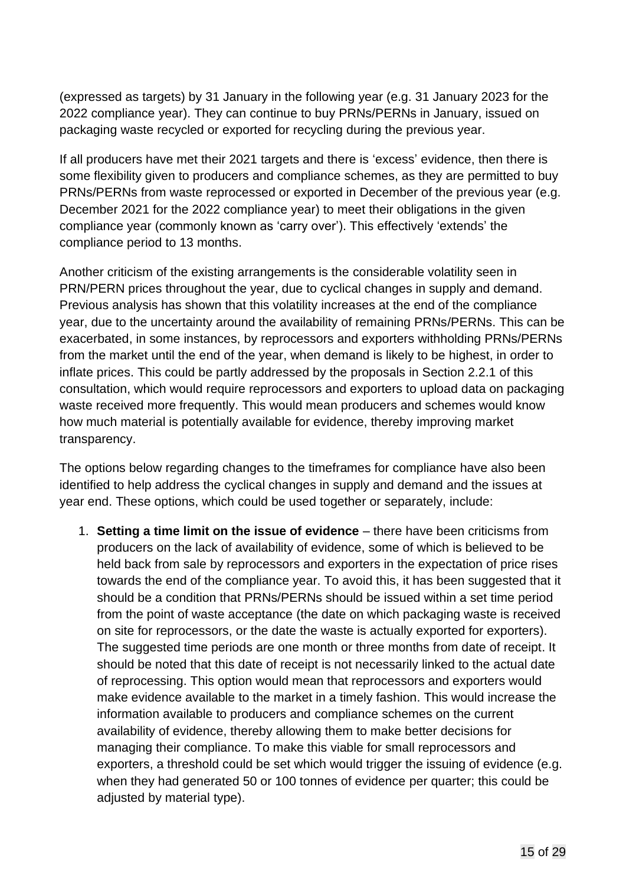(expressed as targets) by 31 January in the following year (e.g. 31 January 2023 for the 2022 compliance year). They can continue to buy PRNs/PERNs in January, issued on packaging waste recycled or exported for recycling during the previous year.

If all producers have met their 2021 targets and there is 'excess' evidence, then there is some flexibility given to producers and compliance schemes, as they are permitted to buy PRNs/PERNs from waste reprocessed or exported in December of the previous year (e.g. December 2021 for the 2022 compliance year) to meet their obligations in the given compliance year (commonly known as 'carry over'). This effectively 'extends' the compliance period to 13 months.

Another criticism of the existing arrangements is the considerable volatility seen in PRN/PERN prices throughout the year, due to cyclical changes in supply and demand. Previous analysis has shown that this volatility increases at the end of the compliance year, due to the uncertainty around the availability of remaining PRNs/PERNs. This can be exacerbated, in some instances, by reprocessors and exporters withholding PRNs/PERNs from the market until the end of the year, when demand is likely to be highest, in order to inflate prices. This could be partly addressed by the proposals in Section 2.2.1 of this consultation, which would require reprocessors and exporters to upload data on packaging waste received more frequently. This would mean producers and schemes would know how much material is potentially available for evidence, thereby improving market transparency.

The options below regarding changes to the timeframes for compliance have also been identified to help address the cyclical changes in supply and demand and the issues at year end. These options, which could be used together or separately, include:

1. **Setting a time limit on the issue of evidence** – there have been criticisms from producers on the lack of availability of evidence, some of which is believed to be held back from sale by reprocessors and exporters in the expectation of price rises towards the end of the compliance year. To avoid this, it has been suggested that it should be a condition that PRNs/PERNs should be issued within a set time period from the point of waste acceptance (the date on which packaging waste is received on site for reprocessors, or the date the waste is actually exported for exporters). The suggested time periods are one month or three months from date of receipt. It should be noted that this date of receipt is not necessarily linked to the actual date of reprocessing. This option would mean that reprocessors and exporters would make evidence available to the market in a timely fashion. This would increase the information available to producers and compliance schemes on the current availability of evidence, thereby allowing them to make better decisions for managing their compliance. To make this viable for small reprocessors and exporters, a threshold could be set which would trigger the issuing of evidence (e.g. when they had generated 50 or 100 tonnes of evidence per quarter; this could be adjusted by material type).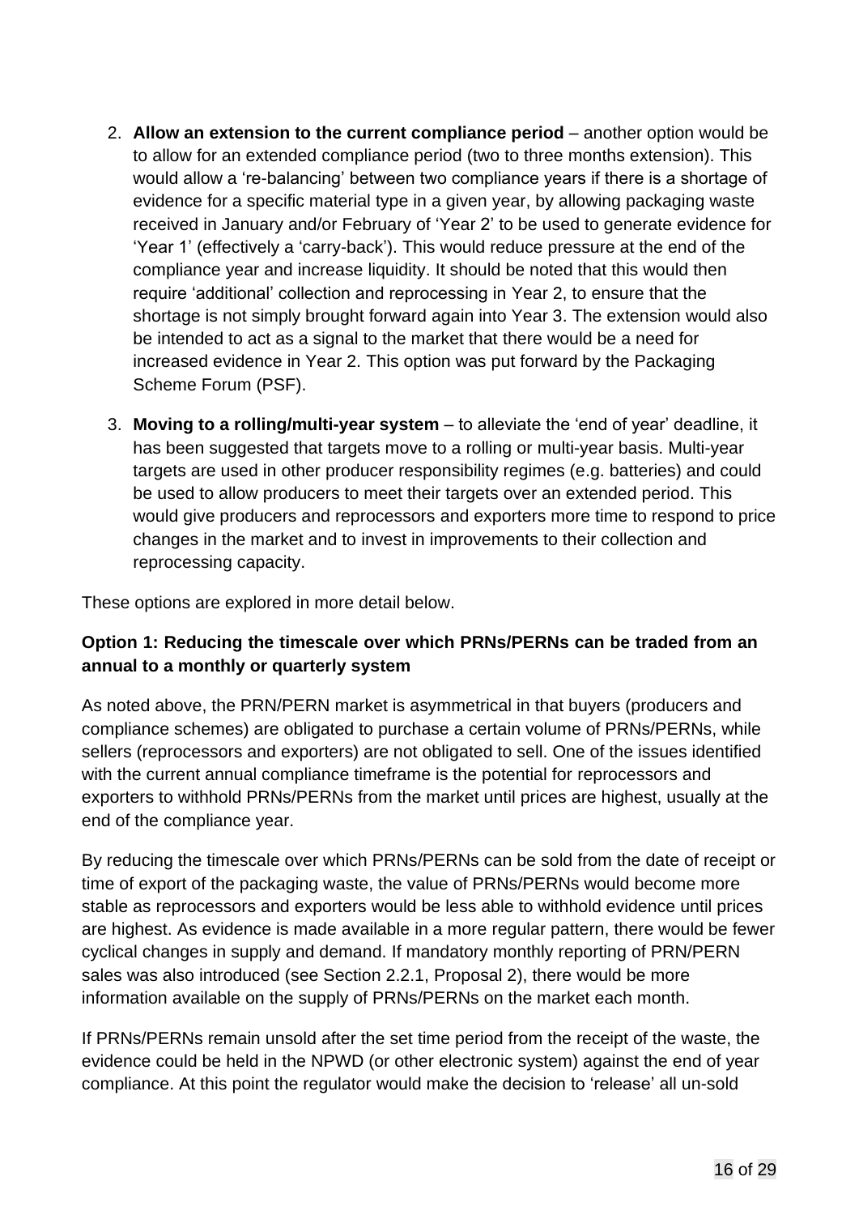2. **Allow an extension to the current compliance period** – another option would be to allow for an extended compliance period (two to three months extension). This would allow a 're-balancing' between two compliance years if there is a shortage of evidence for a specific material type in a given year, by allowing packaging waste received in January and/or February of 'Year 2' to be used to generate evidence for 'Year 1' (effectively a 'carry-back'). This would reduce pressure at the end of the compliance year and increase liquidity. It should be noted that this would then require 'additional' collection and reprocessing in Year 2, to ensure that the shortage is not simply brought forward again into Year 3. The extension would also be intended to act as a signal to the market that there would be a need for increased evidence in Year 2. This option was put forward by the Packaging Scheme Forum (PSF).

3. **Moving to a rolling/multi-year system** – to alleviate the 'end of year' deadline, it has been suggested that targets move to a rolling or multi-year basis. Multi-year targets are used in other producer responsibility regimes (e.g. batteries) and could be used to allow producers to meet their targets over an extended period. This would give producers and reprocessors and exporters more time to respond to price changes in the market and to invest in improvements to their collection and reprocessing capacity.

These options are explored in more detail below.

**Option 1: Reducing the timescale over which PRNs/PERNs can be traded from an annual to a monthly or quarterly system**

As noted above, the PRN/PERN market is asymmetrical in that buyers (producers and compliance schemes) are obligated to purchase a certain volume of PRNs/PERNs, while sellers (reprocessors and exporters) are not obligated to sell. One of the issues identified with the current annual compliance timeframe is the potential for reprocessors and exporters to withhold PRNs/PERNs from the market until prices are highest, usually at the end of the compliance year.

By reducing the timescale over which PRNs/PERNs can be sold from the date of receipt or time of export of the packaging waste, the value of PRNs/PERNs would become more stable as reprocessors and exporters would be less able to withhold evidence until prices are highest. As evidence is made available in a more regular pattern, there would be fewer cyclical changes in supply and demand. If mandatory monthly reporting of PRN/PERN sales was also introduced (see Section 2.2.1, Proposal 2), there would be more information available on the supply of PRNs/PERNs on the market each month.

If PRNs/PERNs remain unsold after the set time period from the receipt of the waste, the evidence could be held in the NPWD (or other electronic system) against the end of year compliance. At this point the regulator would make the decision to 'release' all un-sold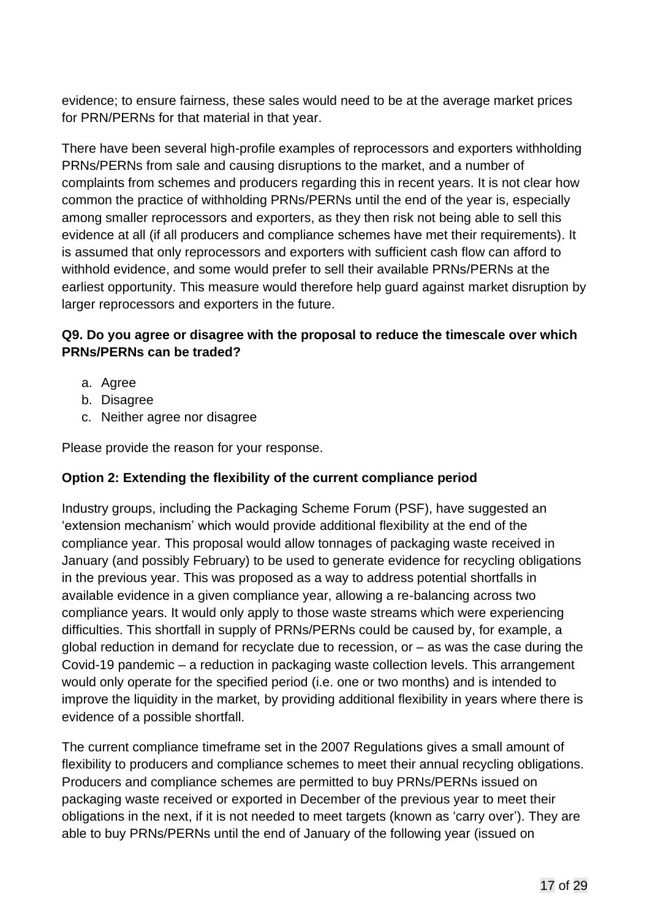evidence; to ensure fairness, these sales would need to be at the average market prices for PRN/PERNs for that material in that year.

There have been several high-profile examples of reprocessors and exporters withholding PRNs/PERNs from sale and causing disruptions to the market, and a number of complaints from schemes and producers regarding this in recent years. It is not clear how common the practice of withholding PRNs/PERNs until the end of the year is, especially among smaller reprocessors and exporters, as they then risk not being able to sell this evidence at all (if all producers and compliance schemes have met their requirements). It is assumed that only reprocessors and exporters with sufficient cash flow can afford to withhold evidence, and some would prefer to sell their available PRNs/PERNs at the earliest opportunity. This measure would therefore help guard against market disruption by larger reprocessors and exporters in the future.

**Q9. Do you agree or disagree with the proposal to reduce the timescale over which PRNs/PERNs can be traded?**

a. Agree
b. Disagree
c. Neither agree nor disagree

Please provide the reason for your response.

**Option 2: Extending the flexibility of the current compliance period**

Industry groups, including the Packaging Scheme Forum (PSF), have suggested an 'extension mechanism' which would provide additional flexibility at the end of the compliance year. This proposal would allow tonnages of packaging waste received in January (and possibly February) to be used to generate evidence for recycling obligations in the previous year. This was proposed as a way to address potential shortfalls in available evidence in a given compliance year, allowing a re-balancing across two compliance years. It would only apply to those waste streams which were experiencing difficulties. This shortfall in supply of PRNs/PERNs could be caused by, for example, a global reduction in demand for recyclate due to recession, or – as was the case during the Covid-19 pandemic – a reduction in packaging waste collection levels. This arrangement would only operate for the specified period (i.e. one or two months) and is intended to improve the liquidity in the market, by providing additional flexibility in years where there is evidence of a possible shortfall.

The current compliance timeframe set in the 2007 Regulations gives a small amount of flexibility to producers and compliance schemes to meet their annual recycling obligations. Producers and compliance schemes are permitted to buy PRNs/PERNs issued on packaging waste received or exported in December of the previous year to meet their obligations in the next, if it is not needed to meet targets (known as 'carry over'). They are able to buy PRNs/PERNs until the end of January of the following year (issued on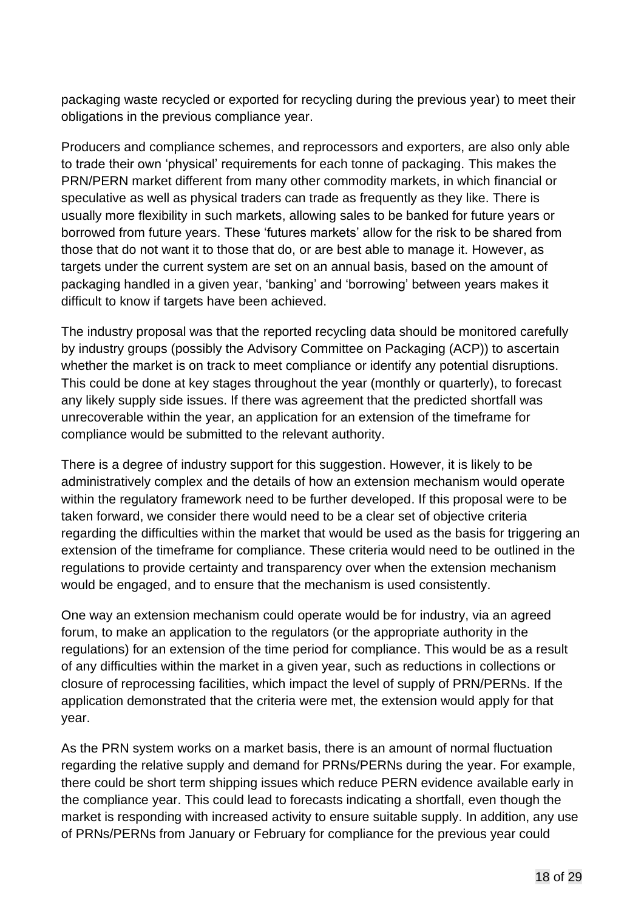packaging waste recycled or exported for recycling during the previous year) to meet their obligations in the previous compliance year.

Producers and compliance schemes, and reprocessors and exporters, are also only able to trade their own 'physical' requirements for each tonne of packaging. This makes the PRN/PERN market different from many other commodity markets, in which financial or speculative as well as physical traders can trade as frequently as they like. There is usually more flexibility in such markets, allowing sales to be banked for future years or borrowed from future years. These 'futures markets' allow for the risk to be shared from those that do not want it to those that do, or are best able to manage it. However, as targets under the current system are set on an annual basis, based on the amount of packaging handled in a given year, 'banking' and 'borrowing' between years makes it difficult to know if targets have been achieved.

The industry proposal was that the reported recycling data should be monitored carefully by industry groups (possibly the Advisory Committee on Packaging (ACP)) to ascertain whether the market is on track to meet compliance or identify any potential disruptions. This could be done at key stages throughout the year (monthly or quarterly), to forecast any likely supply side issues. If there was agreement that the predicted shortfall was unrecoverable within the year, an application for an extension of the timeframe for compliance would be submitted to the relevant authority.

There is a degree of industry support for this suggestion. However, it is likely to be administratively complex and the details of how an extension mechanism would operate within the regulatory framework need to be further developed. If this proposal were to be taken forward, we consider there would need to be a clear set of objective criteria regarding the difficulties within the market that would be used as the basis for triggering an extension of the timeframe for compliance. These criteria would need to be outlined in the regulations to provide certainty and transparency over when the extension mechanism would be engaged, and to ensure that the mechanism is used consistently.

One way an extension mechanism could operate would be for industry, via an agreed forum, to make an application to the regulators (or the appropriate authority in the regulations) for an extension of the time period for compliance. This would be as a result of any difficulties within the market in a given year, such as reductions in collections or closure of reprocessing facilities, which impact the level of supply of PRN/PERNs. If the application demonstrated that the criteria were met, the extension would apply for that year.

As the PRN system works on a market basis, there is an amount of normal fluctuation regarding the relative supply and demand for PRNs/PERNs during the year. For example, there could be short term shipping issues which reduce PERN evidence available early in the compliance year. This could lead to forecasts indicating a shortfall, even though the market is responding with increased activity to ensure suitable supply. In addition, any use of PRNs/PERNs from January or February for compliance for the previous year could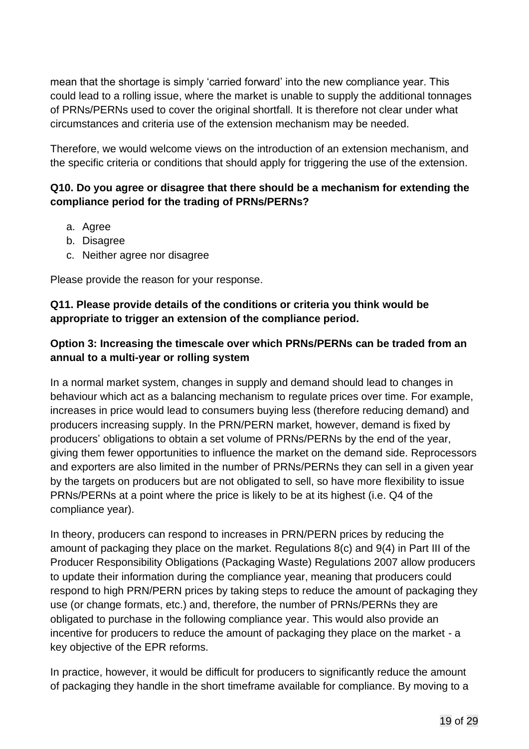mean that the shortage is simply 'carried forward' into the new compliance year. This could lead to a rolling issue, where the market is unable to supply the additional tonnages of PRNs/PERNs used to cover the original shortfall. It is therefore not clear under what circumstances and criteria use of the extension mechanism may be needed.

Therefore, we would welcome views on the introduction of an extension mechanism, and the specific criteria or conditions that should apply for triggering the use of the extension.

**Q10. Do you agree or disagree that there should be a mechanism for extending the compliance period for the trading of PRNs/PERNs?**

a. Agree
b. Disagree
c. Neither agree nor disagree

Please provide the reason for your response.

**Q11. Please provide details of the conditions or criteria you think would be appropriate to trigger an extension of the compliance period.**

**Option 3: Increasing the timescale over which PRNs/PERNs can be traded from an annual to a multi-year or rolling system**

In a normal market system, changes in supply and demand should lead to changes in behaviour which act as a balancing mechanism to regulate prices over time. For example, increases in price would lead to consumers buying less (therefore reducing demand) and producers increasing supply. In the PRN/PERN market, however, demand is fixed by producers' obligations to obtain a set volume of PRNs/PERNs by the end of the year, giving them fewer opportunities to influence the market on the demand side. Reprocessors and exporters are also limited in the number of PRNs/PERNs they can sell in a given year by the targets on producers but are not obligated to sell, so have more flexibility to issue PRNs/PERNs at a point where the price is likely to be at its highest (i.e. Q4 of the compliance year).

In theory, producers can respond to increases in PRN/PERN prices by reducing the amount of packaging they place on the market. Regulations 8(c) and 9(4) in Part III of the Producer Responsibility Obligations (Packaging Waste) Regulations 2007 allow producers to update their information during the compliance year, meaning that producers could respond to high PRN/PERN prices by taking steps to reduce the amount of packaging they use (or change formats, etc.) and, therefore, the number of PRNs/PERNs they are obligated to purchase in the following compliance year. This would also provide an incentive for producers to reduce the amount of packaging they place on the market - a key objective of the EPR reforms.

In practice, however, it would be difficult for producers to significantly reduce the amount of packaging they handle in the short timeframe available for compliance. By moving to a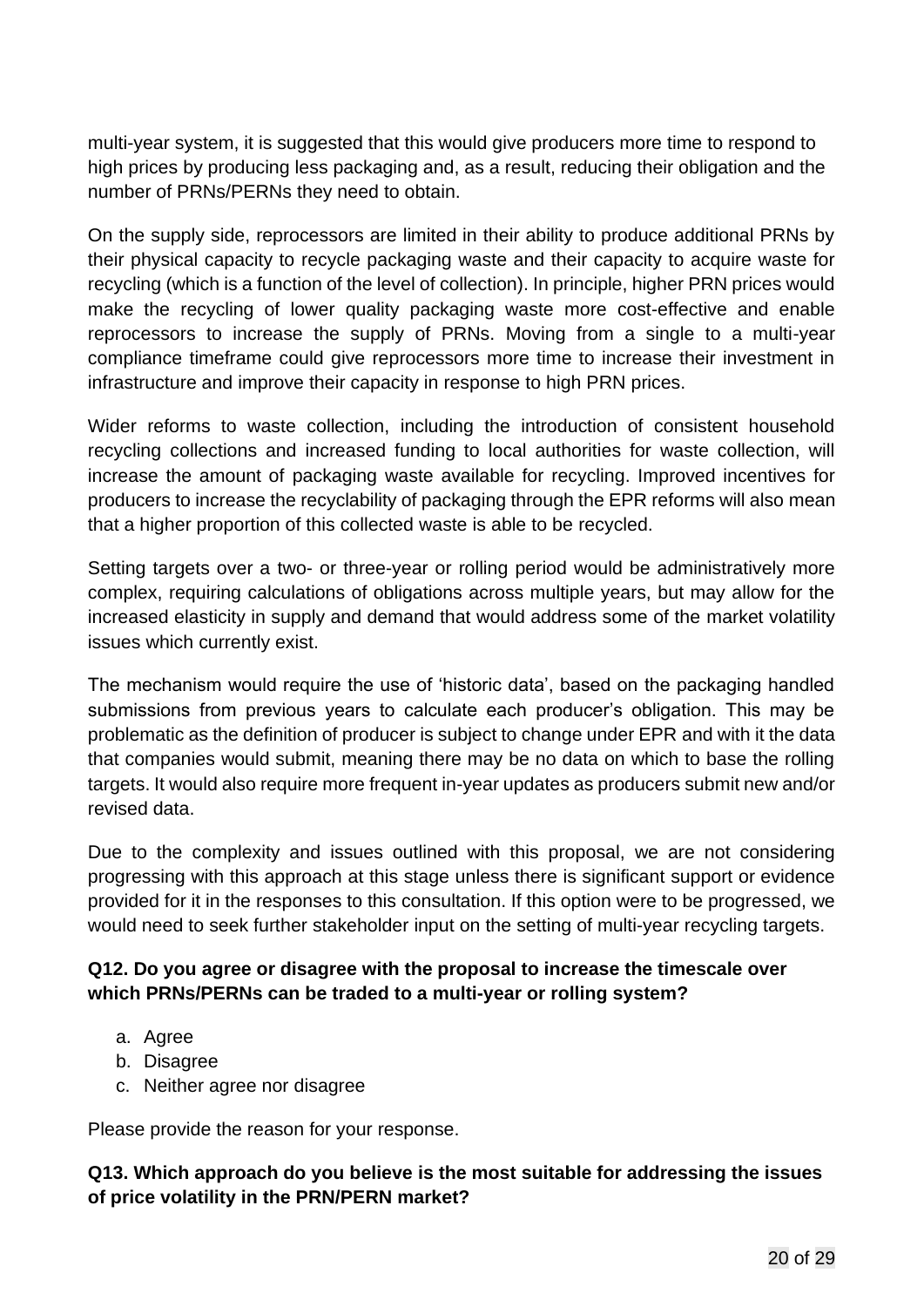multi-year system, it is suggested that this would give producers more time to respond to high prices by producing less packaging and, as a result, reducing their obligation and the number of PRNs/PERNs they need to obtain.

On the supply side, reprocessors are limited in their ability to produce additional PRNs by their physical capacity to recycle packaging waste and their capacity to acquire waste for recycling (which is a function of the level of collection). In principle, higher PRN prices would make the recycling of lower quality packaging waste more cost-effective and enable reprocessors to increase the supply of PRNs. Moving from a single to a multi-year compliance timeframe could give reprocessors more time to increase their investment in infrastructure and improve their capacity in response to high PRN prices.

Wider reforms to waste collection, including the introduction of consistent household recycling collections and increased funding to local authorities for waste collection, will increase the amount of packaging waste available for recycling. Improved incentives for producers to increase the recyclability of packaging through the EPR reforms will also mean that a higher proportion of this collected waste is able to be recycled.

Setting targets over a two- or three-year or rolling period would be administratively more complex, requiring calculations of obligations across multiple years, but may allow for the increased elasticity in supply and demand that would address some of the market volatility issues which currently exist.

The mechanism would require the use of 'historic data', based on the packaging handled submissions from previous years to calculate each producer's obligation. This may be problematic as the definition of producer is subject to change under EPR and with it the data that companies would submit, meaning there may be no data on which to base the rolling targets. It would also require more frequent in-year updates as producers submit new and/or revised data.

Due to the complexity and issues outlined with this proposal, we are not considering progressing with this approach at this stage unless there is significant support or evidence provided for it in the responses to this consultation. If this option were to be progressed, we would need to seek further stakeholder input on the setting of multi-year recycling targets.

**Q12. Do you agree or disagree with the proposal to increase the timescale over which PRNs/PERNs can be traded to a multi-year or rolling system?**

a. Agree
b. Disagree
c. Neither agree nor disagree

Please provide the reason for your response.

**Q13. Which approach do you believe is the most suitable for addressing the issues of price volatility in the PRN/PERN market?**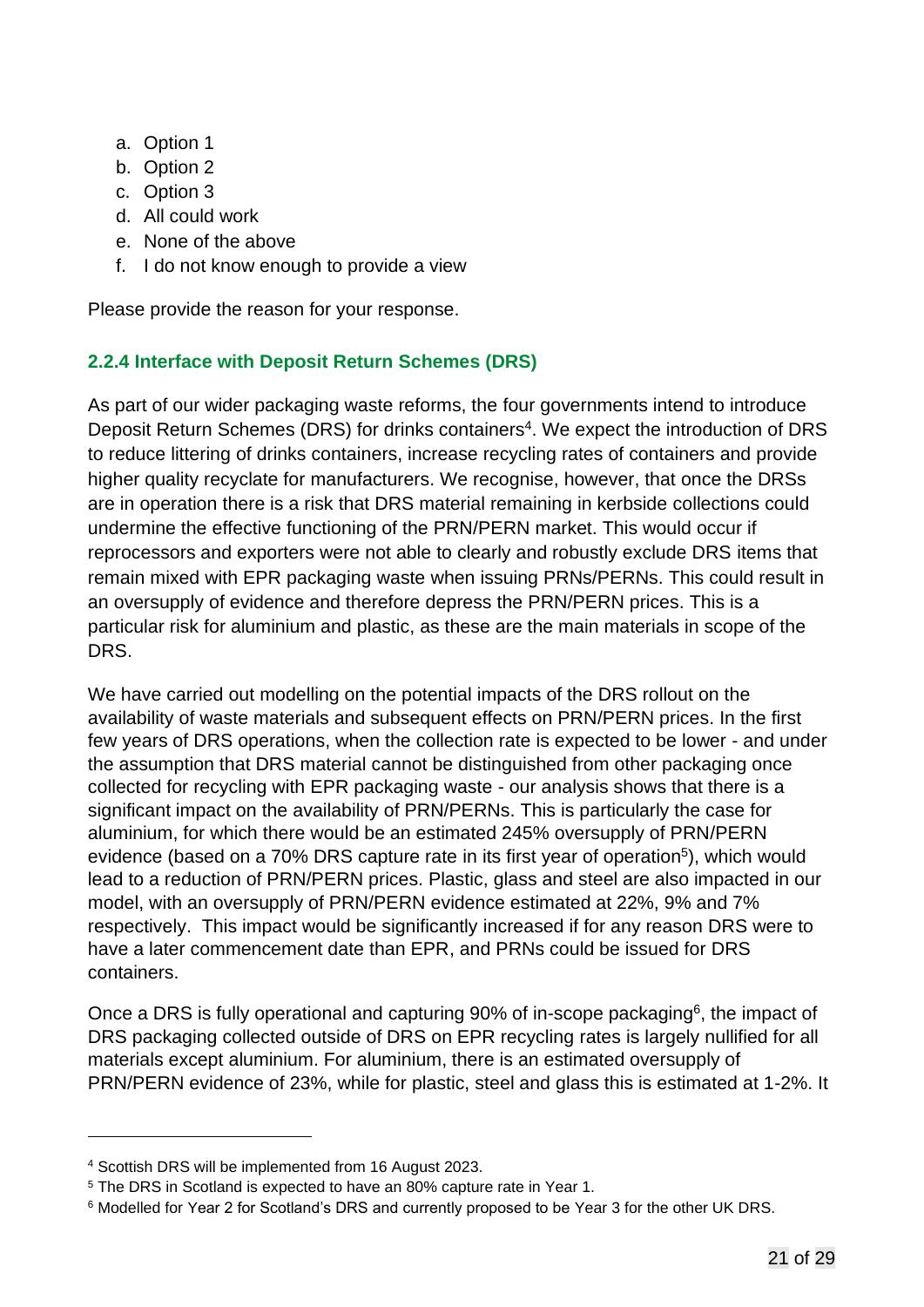a. Option 1
b. Option 2
c. Option 3
d. All could work
e. None of the above
f. I do not know enough to provide a view

Please provide the reason for your response.

### 2.2.4 Interface with Deposit Return Schemes (DRS)

As part of our wider packaging waste reforms, the four governments intend to introduce Deposit Return Schemes (DRS) for drinks containers[4]. We expect the introduction of DRS to reduce littering of drinks containers, increase recycling rates of containers and provide higher quality recyclate for manufacturers. We recognise, however, that once the DRSs are in operation there is a risk that DRS material remaining in kerbside collections could undermine the effective functioning of the PRN/PERN market. This would occur if reprocessors and exporters were not able to clearly and robustly exclude DRS items that remain mixed with EPR packaging waste when issuing PRNs/PERNs. This could result in an oversupply of evidence and therefore depress the PRN/PERN prices. This is a particular risk for aluminium and plastic, as these are the main materials in scope of the DRS.

We have carried out modelling on the potential impacts of the DRS rollout on the availability of waste materials and subsequent effects on PRN/PERN prices. In the first few years of DRS operations, when the collection rate is expected to be lower - and under the assumption that DRS material cannot be distinguished from other packaging once collected for recycling with EPR packaging waste - our analysis shows that there is a significant impact on the availability of PRN/PERNs. This is particularly the case for aluminium, for which there would be an estimated 245% oversupply of PRN/PERN evidence (based on a 70% DRS capture rate in its first year of operation[5]), which would lead to a reduction of PRN/PERN prices. Plastic, glass and steel are also impacted in our model, with an oversupply of PRN/PERN evidence estimated at 22%, 9% and 7% respectively. This impact would be significantly increased if for any reason DRS were to have a later commencement date than EPR, and PRNs could be issued for DRS containers.

Once a DRS is fully operational and capturing 90% of in-scope packaging[6], the impact of DRS packaging collected outside of DRS on EPR recycling rates is largely nullified for all materials except aluminium. For aluminium, there is an estimated oversupply of PRN/PERN evidence of 23%, while for plastic, steel and glass this is estimated at 1-2%. It

---

[4] Scottish DRS will be implemented from 16 August 2023.

[5] The DRS in Scotland is expected to have an 80% capture rate in Year 1.

[6] Modelled for Year 2 for Scotland's DRS and currently proposed to be Year 3 for the other UK DRS.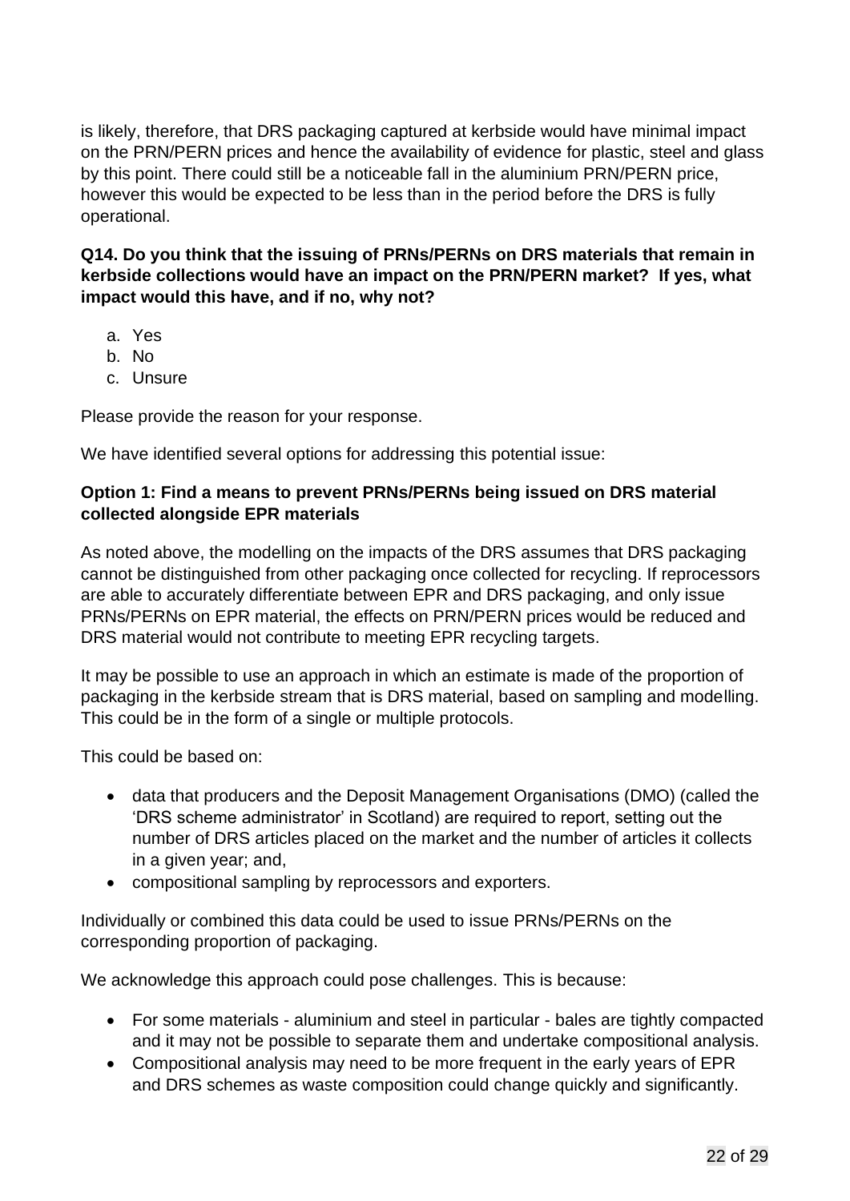is likely, therefore, that DRS packaging captured at kerbside would have minimal impact on the PRN/PERN prices and hence the availability of evidence for plastic, steel and glass by this point. There could still be a noticeable fall in the aluminium PRN/PERN price, however this would be expected to be less than in the period before the DRS is fully operational.

**Q14. Do you think that the issuing of PRNs/PERNs on DRS materials that remain in kerbside collections would have an impact on the PRN/PERN market? If yes, what impact would this have, and if no, why not?**

a. Yes
b. No
c. Unsure

Please provide the reason for your response.

We have identified several options for addressing this potential issue:

**Option 1: Find a means to prevent PRNs/PERNs being issued on DRS material collected alongside EPR materials**

As noted above, the modelling on the impacts of the DRS assumes that DRS packaging cannot be distinguished from other packaging once collected for recycling. If reprocessors are able to accurately differentiate between EPR and DRS packaging, and only issue PRNs/PERNs on EPR material, the effects on PRN/PERN prices would be reduced and DRS material would not contribute to meeting EPR recycling targets.

It may be possible to use an approach in which an estimate is made of the proportion of packaging in the kerbside stream that is DRS material, based on sampling and modelling. This could be in the form of a single or multiple protocols.

This could be based on:

- data that producers and the Deposit Management Organisations (DMO) (called the 'DRS scheme administrator' in Scotland) are required to report, setting out the number of DRS articles placed on the market and the number of articles it collects in a given year; and,
- compositional sampling by reprocessors and exporters.

Individually or combined this data could be used to issue PRNs/PERNs on the corresponding proportion of packaging.

We acknowledge this approach could pose challenges. This is because:

- For some materials - aluminium and steel in particular - bales are tightly compacted and it may not be possible to separate them and undertake compositional analysis.
- Compositional analysis may need to be more frequent in the early years of EPR and DRS schemes as waste composition could change quickly and significantly.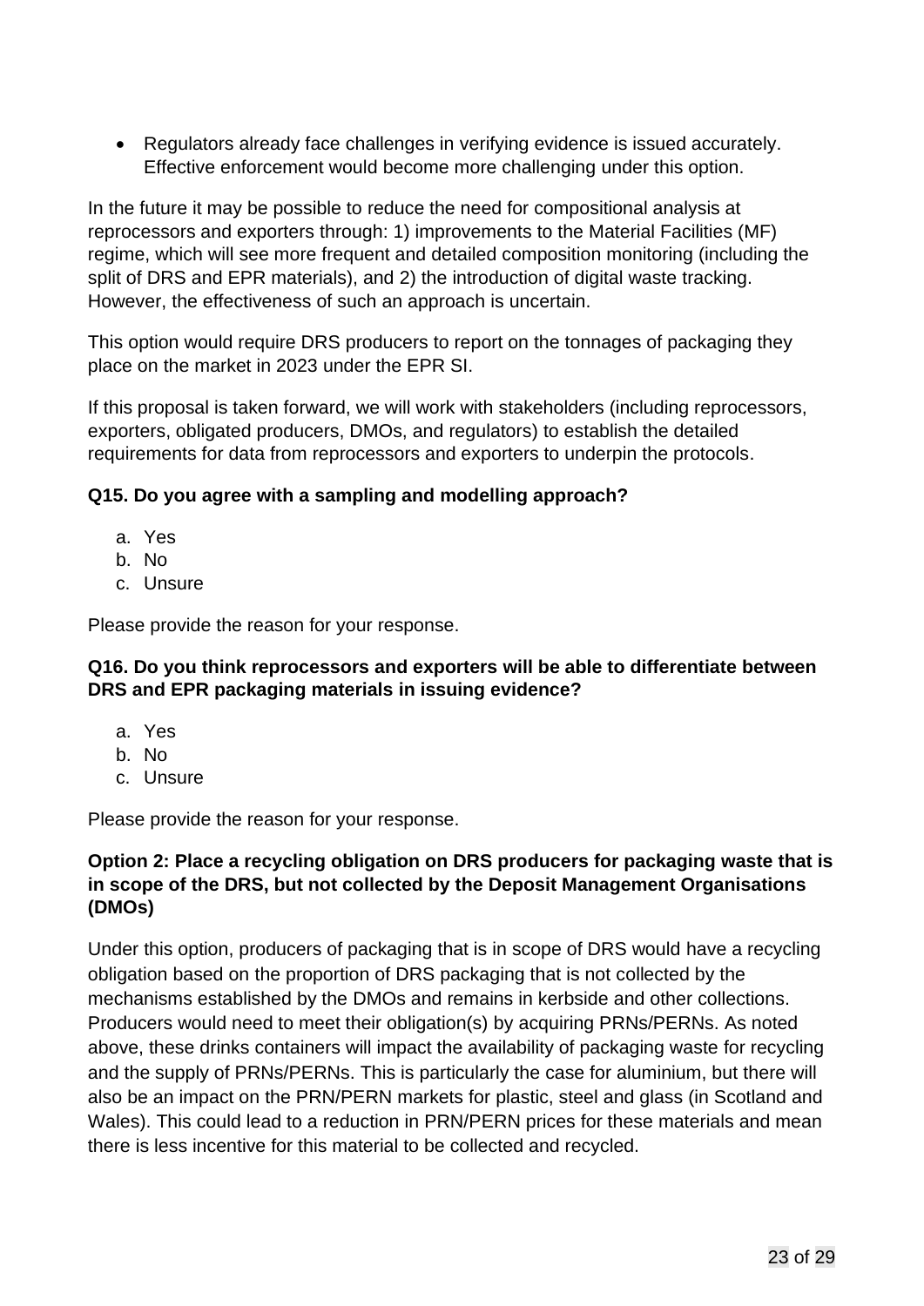- Regulators already face challenges in verifying evidence is issued accurately. Effective enforcement would become more challenging under this option.

In the future it may be possible to reduce the need for compositional analysis at reprocessors and exporters through: 1) improvements to the Material Facilities (MF) regime, which will see more frequent and detailed composition monitoring (including the split of DRS and EPR materials), and 2) the introduction of digital waste tracking. However, the effectiveness of such an approach is uncertain.

This option would require DRS producers to report on the tonnages of packaging they place on the market in 2023 under the EPR SI.

If this proposal is taken forward, we will work with stakeholders (including reprocessors, exporters, obligated producers, DMOs, and regulators) to establish the detailed requirements for data from reprocessors and exporters to underpin the protocols.

**Q15. Do you agree with a sampling and modelling approach?**

a. Yes
b. No
c. Unsure

Please provide the reason for your response.

**Q16. Do you think reprocessors and exporters will be able to differentiate between DRS and EPR packaging materials in issuing evidence?**

a. Yes
b. No
c. Unsure

Please provide the reason for your response.

**Option 2: Place a recycling obligation on DRS producers for packaging waste that is in scope of the DRS, but not collected by the Deposit Management Organisations (DMOs)**

Under this option, producers of packaging that is in scope of DRS would have a recycling obligation based on the proportion of DRS packaging that is not collected by the mechanisms established by the DMOs and remains in kerbside and other collections. Producers would need to meet their obligation(s) by acquiring PRNs/PERNs. As noted above, these drinks containers will impact the availability of packaging waste for recycling and the supply of PRNs/PERNs. This is particularly the case for aluminium, but there will also be an impact on the PRN/PERN markets for plastic, steel and glass (in Scotland and Wales). This could lead to a reduction in PRN/PERN prices for these materials and mean there is less incentive for this material to be collected and recycled.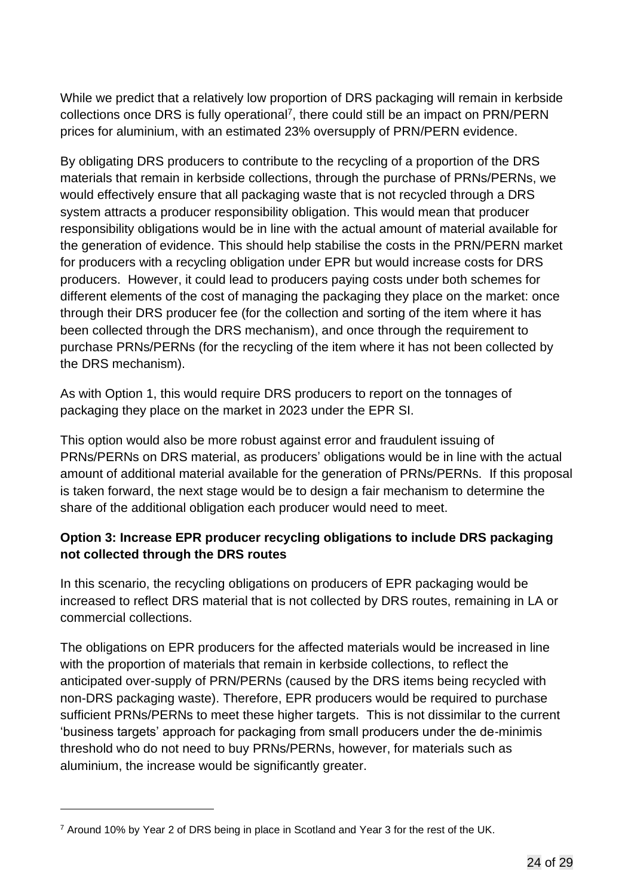While we predict that a relatively low proportion of DRS packaging will remain in kerbside collections once DRS is fully operational[7], there could still be an impact on PRN/PERN prices for aluminium, with an estimated 23% oversupply of PRN/PERN evidence.

By obligating DRS producers to contribute to the recycling of a proportion of the DRS materials that remain in kerbside collections, through the purchase of PRNs/PERNs, we would effectively ensure that all packaging waste that is not recycled through a DRS system attracts a producer responsibility obligation. This would mean that producer responsibility obligations would be in line with the actual amount of material available for the generation of evidence. This should help stabilise the costs in the PRN/PERN market for producers with a recycling obligation under EPR but would increase costs for DRS producers. However, it could lead to producers paying costs under both schemes for different elements of the cost of managing the packaging they place on the market: once through their DRS producer fee (for the collection and sorting of the item where it has been collected through the DRS mechanism), and once through the requirement to purchase PRNs/PERNs (for the recycling of the item where it has not been collected by the DRS mechanism).

As with Option 1, this would require DRS producers to report on the tonnages of packaging they place on the market in 2023 under the EPR SI.

This option would also be more robust against error and fraudulent issuing of PRNs/PERNs on DRS material, as producers' obligations would be in line with the actual amount of additional material available for the generation of PRNs/PERNs. If this proposal is taken forward, the next stage would be to design a fair mechanism to determine the share of the additional obligation each producer would need to meet.

**Option 3: Increase EPR producer recycling obligations to include DRS packaging not collected through the DRS routes**

In this scenario, the recycling obligations on producers of EPR packaging would be increased to reflect DRS material that is not collected by DRS routes, remaining in LA or commercial collections.

The obligations on EPR producers for the affected materials would be increased in line with the proportion of materials that remain in kerbside collections, to reflect the anticipated over-supply of PRN/PERNs (caused by the DRS items being recycled with non-DRS packaging waste). Therefore, EPR producers would be required to purchase sufficient PRNs/PERNs to meet these higher targets. This is not dissimilar to the current 'business targets' approach for packaging from small producers under the de-minimis threshold who do not need to buy PRNs/PERNs, however, for materials such as aluminium, the increase would be significantly greater.

[7] Around 10% by Year 2 of DRS being in place in Scotland and Year 3 for the rest of the UK.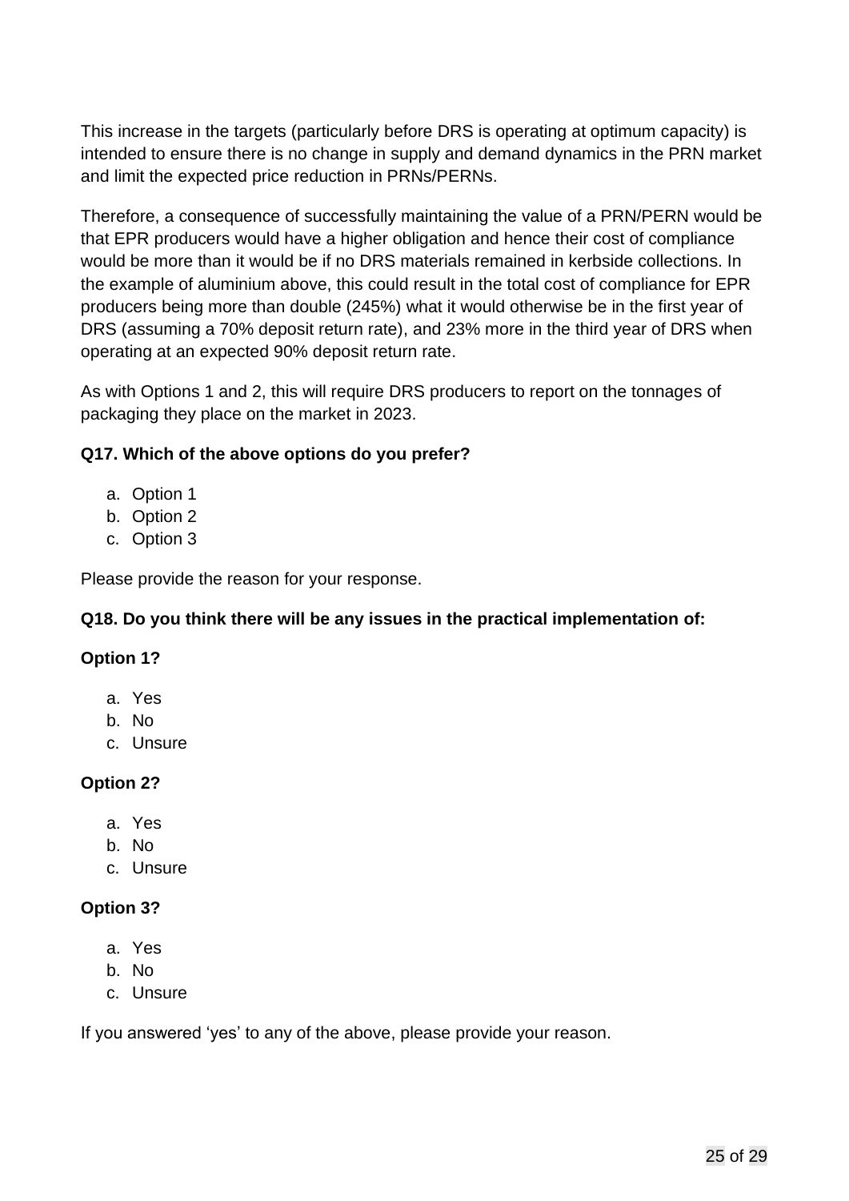This increase in the targets (particularly before DRS is operating at optimum capacity) is intended to ensure there is no change in supply and demand dynamics in the PRN market and limit the expected price reduction in PRNs/PERNs.

Therefore, a consequence of successfully maintaining the value of a PRN/PERN would be that EPR producers would have a higher obligation and hence their cost of compliance would be more than it would be if no DRS materials remained in kerbside collections. In the example of aluminium above, this could result in the total cost of compliance for EPR producers being more than double (245%) what it would otherwise be in the first year of DRS (assuming a 70% deposit return rate), and 23% more in the third year of DRS when operating at an expected 90% deposit return rate.

As with Options 1 and 2, this will require DRS producers to report on the tonnages of packaging they place on the market in 2023.

**Q17. Which of the above options do you prefer?**

a. Option 1
b. Option 2
c. Option 3

Please provide the reason for your response.

**Q18. Do you think there will be any issues in the practical implementation of:**

**Option 1?**

a. Yes
b. No
c. Unsure

**Option 2?**

a. Yes
b. No
c. Unsure

**Option 3?**

a. Yes
b. No
c. Unsure

If you answered ‘yes’ to any of the above, please provide your reason.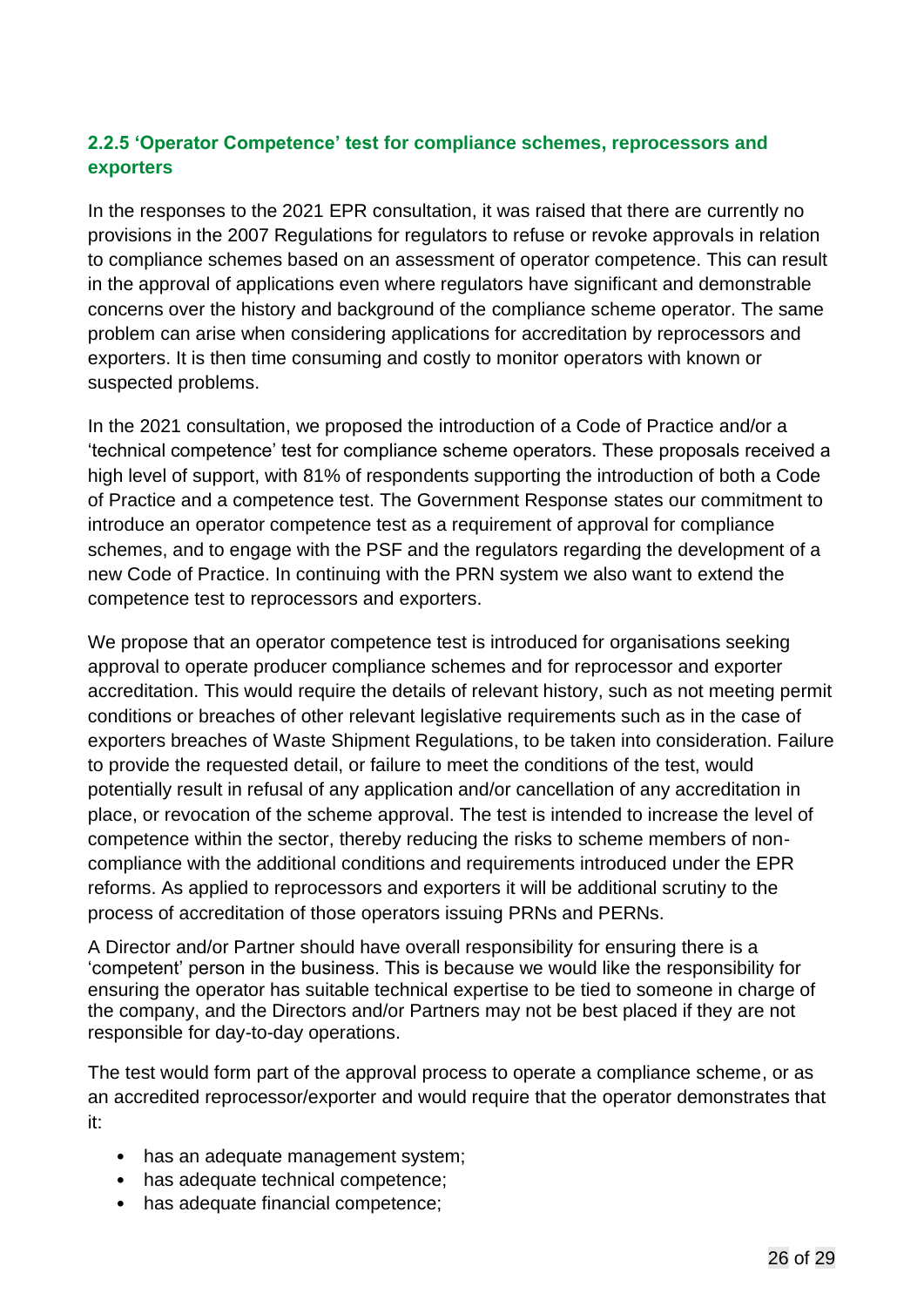### 2.2.5 'Operator Competence' test for compliance schemes, reprocessors and exporters

In the responses to the 2021 EPR consultation, it was raised that there are currently no provisions in the 2007 Regulations for regulators to refuse or revoke approvals in relation to compliance schemes based on an assessment of operator competence. This can result in the approval of applications even where regulators have significant and demonstrable concerns over the history and background of the compliance scheme operator. The same problem can arise when considering applications for accreditation by reprocessors and exporters. It is then time consuming and costly to monitor operators with known or suspected problems.

In the 2021 consultation, we proposed the introduction of a Code of Practice and/or a 'technical competence' test for compliance scheme operators. These proposals received a high level of support, with 81% of respondents supporting the introduction of both a Code of Practice and a competence test. The Government Response states our commitment to introduce an operator competence test as a requirement of approval for compliance schemes, and to engage with the PSF and the regulators regarding the development of a new Code of Practice. In continuing with the PRN system we also want to extend the competence test to reprocessors and exporters.

We propose that an operator competence test is introduced for organisations seeking approval to operate producer compliance schemes and for reprocessor and exporter accreditation. This would require the details of relevant history, such as not meeting permit conditions or breaches of other relevant legislative requirements such as in the case of exporters breaches of Waste Shipment Regulations, to be taken into consideration. Failure to provide the requested detail, or failure to meet the conditions of the test, would potentially result in refusal of any application and/or cancellation of any accreditation in place, or revocation of the scheme approval. The test is intended to increase the level of competence within the sector, thereby reducing the risks to scheme members of non-compliance with the additional conditions and requirements introduced under the EPR reforms. As applied to reprocessors and exporters it will be additional scrutiny to the process of accreditation of those operators issuing PRNs and PERNs.

A Director and/or Partner should have overall responsibility for ensuring there is a 'competent' person in the business. This is because we would like the responsibility for ensuring the operator has suitable technical expertise to be tied to someone in charge of the company, and the Directors and/or Partners may not be best placed if they are not responsible for day-to-day operations.

The test would form part of the approval process to operate a compliance scheme, or as an accredited reprocessor/exporter and would require that the operator demonstrates that it:

- has an adequate management system;
- has adequate technical competence;
- has adequate financial competence;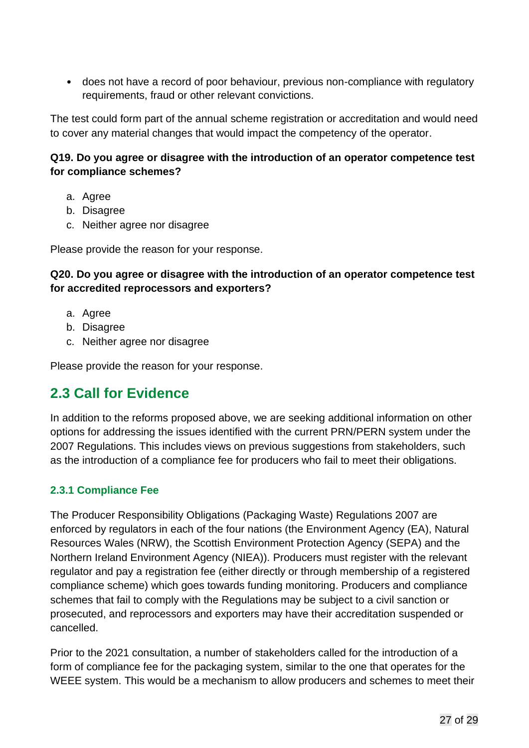- does not have a record of poor behaviour, previous non-compliance with regulatory requirements, fraud or other relevant convictions.

The test could form part of the annual scheme registration or accreditation and would need to cover any material changes that would impact the competency of the operator.

**Q19. Do you agree or disagree with the introduction of an operator competence test for compliance schemes?**

a. Agree
b. Disagree
c. Neither agree nor disagree

Please provide the reason for your response.

**Q20. Do you agree or disagree with the introduction of an operator competence test for accredited reprocessors and exporters?**

a. Agree
b. Disagree
c. Neither agree nor disagree

Please provide the reason for your response.

## 2.3 Call for Evidence

In addition to the reforms proposed above, we are seeking additional information on other options for addressing the issues identified with the current PRN/PERN system under the 2007 Regulations. This includes views on previous suggestions from stakeholders, such as the introduction of a compliance fee for producers who fail to meet their obligations.

### 2.3.1 Compliance Fee

The Producer Responsibility Obligations (Packaging Waste) Regulations 2007 are enforced by regulators in each of the four nations (the Environment Agency (EA), Natural Resources Wales (NRW), the Scottish Environment Protection Agency (SEPA) and the Northern Ireland Environment Agency (NIEA)). Producers must register with the relevant regulator and pay a registration fee (either directly or through membership of a registered compliance scheme) which goes towards funding monitoring. Producers and compliance schemes that fail to comply with the Regulations may be subject to a civil sanction or prosecuted, and reprocessors and exporters may have their accreditation suspended or cancelled.

Prior to the 2021 consultation, a number of stakeholders called for the introduction of a form of compliance fee for the packaging system, similar to the one that operates for the WEEE system. This would be a mechanism to allow producers and schemes to meet their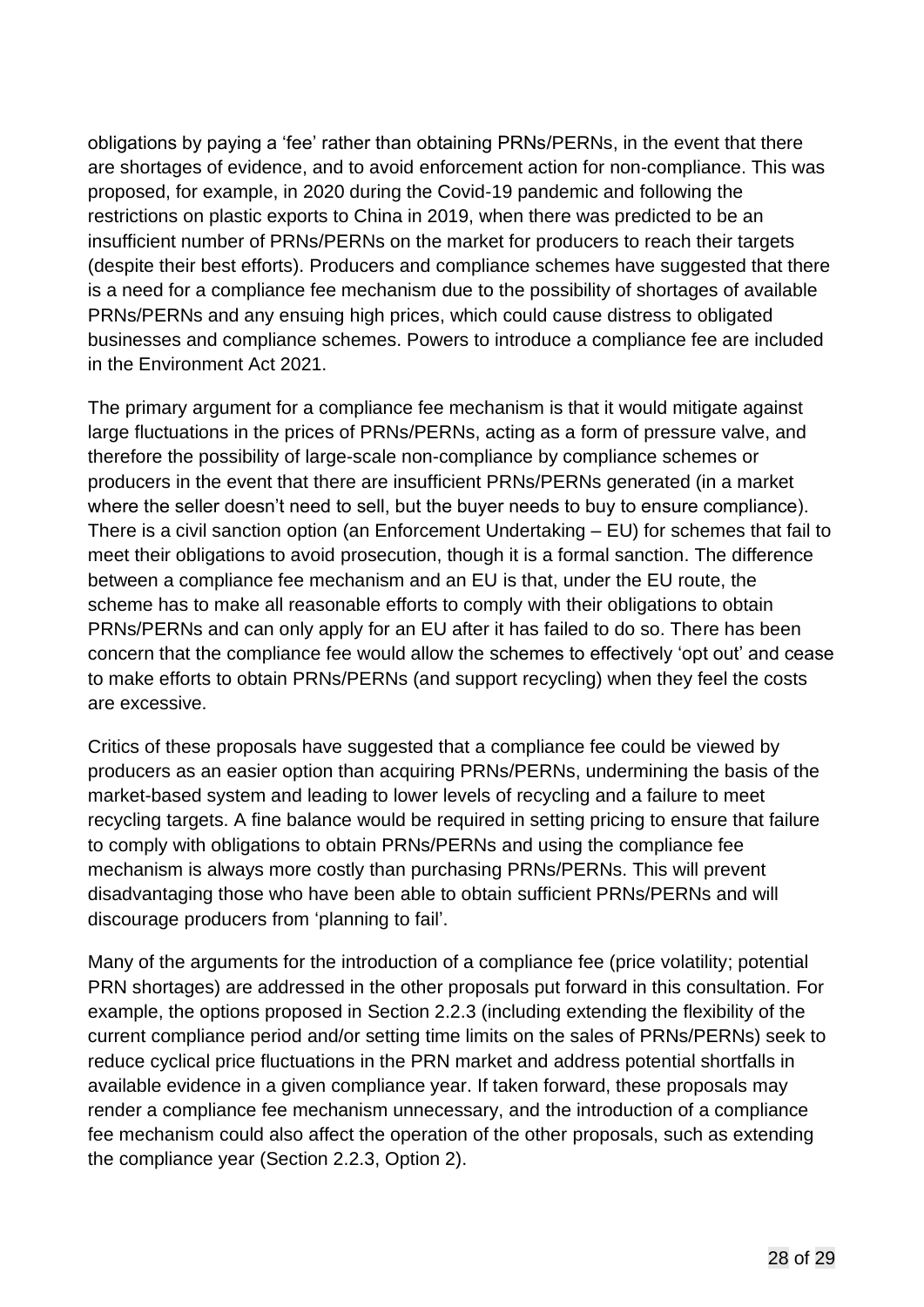obligations by paying a 'fee' rather than obtaining PRNs/PERNs, in the event that there are shortages of evidence, and to avoid enforcement action for non-compliance. This was proposed, for example, in 2020 during the Covid-19 pandemic and following the restrictions on plastic exports to China in 2019, when there was predicted to be an insufficient number of PRNs/PERNs on the market for producers to reach their targets (despite their best efforts). Producers and compliance schemes have suggested that there is a need for a compliance fee mechanism due to the possibility of shortages of available PRNs/PERNs and any ensuing high prices, which could cause distress to obligated businesses and compliance schemes. Powers to introduce a compliance fee are included in the Environment Act 2021.

The primary argument for a compliance fee mechanism is that it would mitigate against large fluctuations in the prices of PRNs/PERNs, acting as a form of pressure valve, and therefore the possibility of large-scale non-compliance by compliance schemes or producers in the event that there are insufficient PRNs/PERNs generated (in a market where the seller doesn't need to sell, but the buyer needs to buy to ensure compliance). There is a civil sanction option (an Enforcement Undertaking – EU) for schemes that fail to meet their obligations to avoid prosecution, though it is a formal sanction. The difference between a compliance fee mechanism and an EU is that, under the EU route, the scheme has to make all reasonable efforts to comply with their obligations to obtain PRNs/PERNs and can only apply for an EU after it has failed to do so. There has been concern that the compliance fee would allow the schemes to effectively 'opt out' and cease to make efforts to obtain PRNs/PERNs (and support recycling) when they feel the costs are excessive.

Critics of these proposals have suggested that a compliance fee could be viewed by producers as an easier option than acquiring PRNs/PERNs, undermining the basis of the market-based system and leading to lower levels of recycling and a failure to meet recycling targets. A fine balance would be required in setting pricing to ensure that failure to comply with obligations to obtain PRNs/PERNs and using the compliance fee mechanism is always more costly than purchasing PRNs/PERNs. This will prevent disadvantaging those who have been able to obtain sufficient PRNs/PERNs and will discourage producers from 'planning to fail'.

Many of the arguments for the introduction of a compliance fee (price volatility; potential PRN shortages) are addressed in the other proposals put forward in this consultation. For example, the options proposed in Section 2.2.3 (including extending the flexibility of the current compliance period and/or setting time limits on the sales of PRNs/PERNs) seek to reduce cyclical price fluctuations in the PRN market and address potential shortfalls in available evidence in a given compliance year. If taken forward, these proposals may render a compliance fee mechanism unnecessary, and the introduction of a compliance fee mechanism could also affect the operation of the other proposals, such as extending the compliance year (Section 2.2.3, Option 2).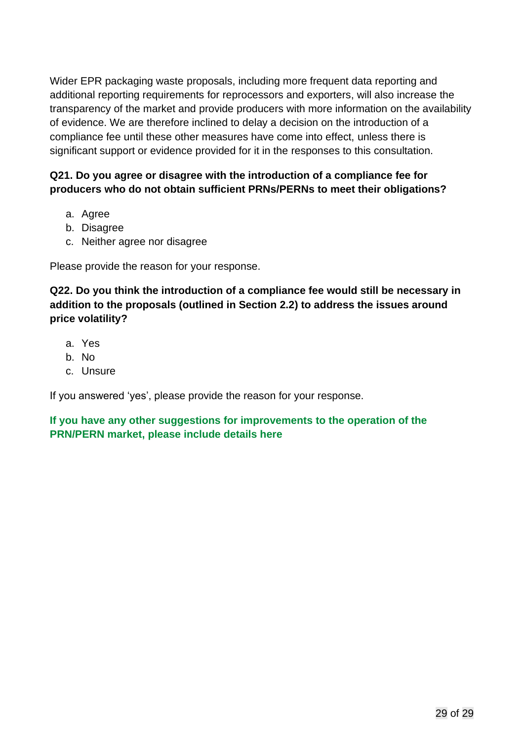Wider EPR packaging waste proposals, including more frequent data reporting and additional reporting requirements for reprocessors and exporters, will also increase the transparency of the market and provide producers with more information on the availability of evidence. We are therefore inclined to delay a decision on the introduction of a compliance fee until these other measures have come into effect, unless there is significant support or evidence provided for it in the responses to this consultation.

**Q21. Do you agree or disagree with the introduction of a compliance fee for producers who do not obtain sufficient PRNs/PERNs to meet their obligations?**

a. Agree
b. Disagree
c. Neither agree nor disagree

Please provide the reason for your response.

**Q22. Do you think the introduction of a compliance fee would still be necessary in addition to the proposals (outlined in Section 2.2) to address the issues around price volatility?**

a. Yes
b. No
c. Unsure

If you answered 'yes', please provide the reason for your response.

**If you have any other suggestions for improvements to the operation of the PRN/PERN market, please include details here**